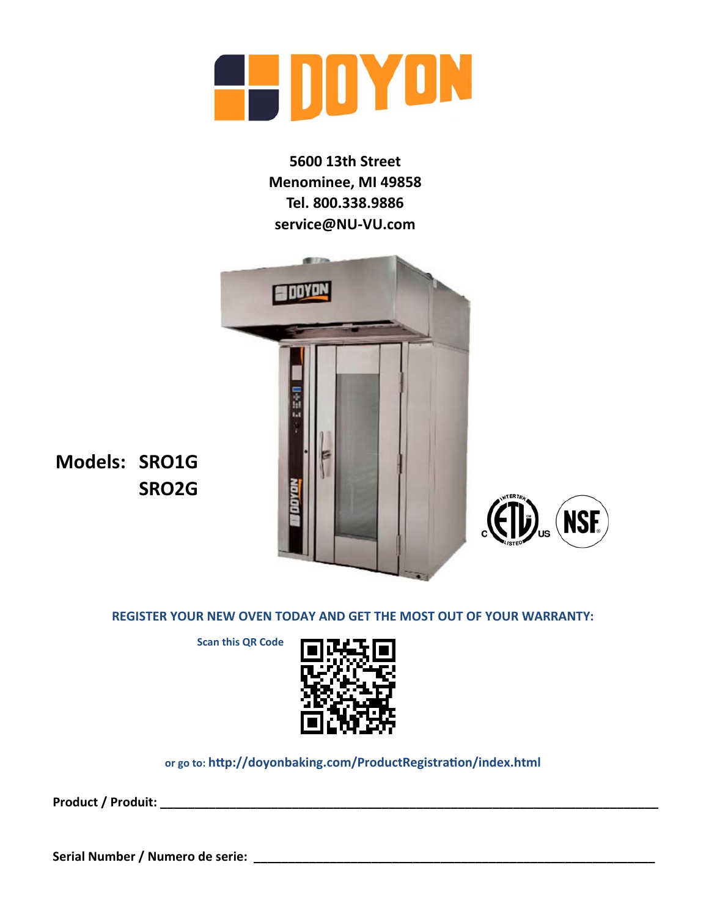# DOYON

**5600 13th Street**
**Menominee, MI 49858**
**Tel. 800.338.9886**
**service@NU-VU.com**

**Models: SRO1G**
**SRO2G**

**REGISTER YOUR NEW OVEN TODAY AND GET THE MOST OUT OF YOUR WARRANTY:**

**Scan this QR Code**

or go to: **http://doyonbaking.com/ProductRegistration/index.html**

**Product / Produit:** ______________________________________________

**Serial Number / Numero de serie:** ______________________________________________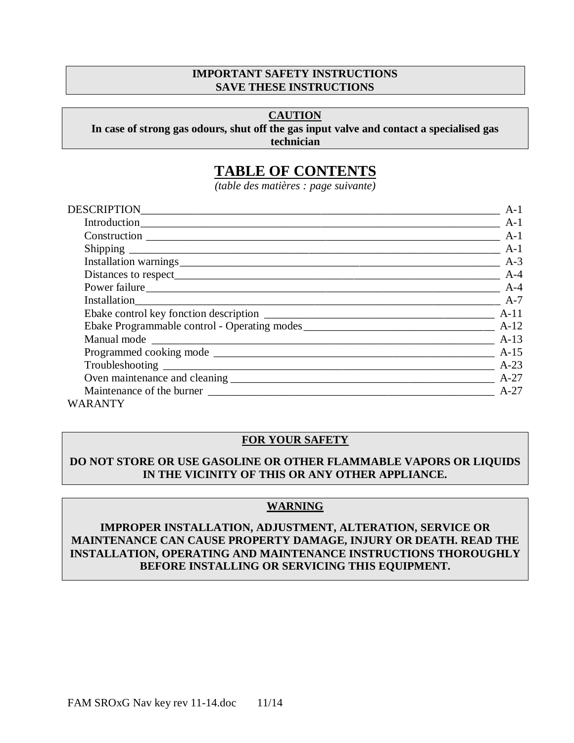**IMPORTANT SAFETY INSTRUCTIONS**
**SAVE THESE INSTRUCTIONS**

**CAUTION**

**In case of strong gas odours, shut off the gas input valve and contact a specialised gas technician**

# TABLE OF CONTENTS

*(table des matières : page suivante)*

| | |
|---|---|
| DESCRIPTION | A-1 |
| Introduction | A-1 |
| Construction | A-1 |
| Shipping | A-1 |
| Installation warnings | A-3 |
| Distances to respect | A-4 |
| Power failure | A-4 |
| Installation | A-7 |
| Ebake control key fonction description | A-11 |
| Ebake Programmable control - Operating modes | A-12 |
| Manual mode | A-13 |
| Programmed cooking mode | A-15 |
| Troubleshooting | A-23 |
| Oven maintenance and cleaning | A-27 |
| Maintenance of the burner | A-27 |
| WARANTY | |

**FOR YOUR SAFETY**

**DO NOT STORE OR USE GASOLINE OR OTHER FLAMMABLE VAPORS OR LIQUIDS IN THE VICINITY OF THIS OR ANY OTHER APPLIANCE.**

**WARNING**

**IMPROPER INSTALLATION, ADJUSTMENT, ALTERATION, SERVICE OR MAINTENANCE CAN CAUSE PROPERTY DAMAGE, INJURY OR DEATH. READ THE INSTALLATION, OPERATING AND MAINTENANCE INSTRUCTIONS THOROUGHLY BEFORE INSTALLING OR SERVICING THIS EQUIPMENT.**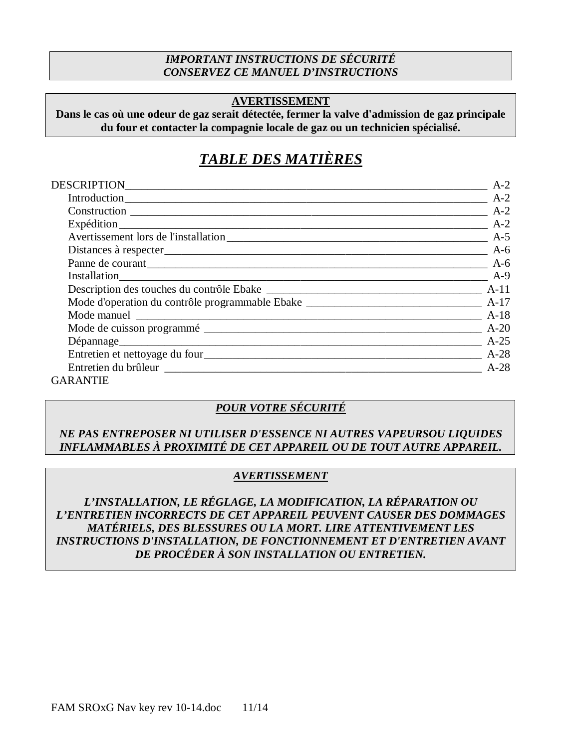***IMPORTANT INSTRUCTIONS DE SÉCURITÉ***
***CONSERVEZ CE MANUEL D'INSTRUCTIONS***

**AVERTISSEMENT**

**Dans le cas où une odeur de gaz serait détectée, fermer la valve d'admission de gaz principale du four et contacter la compagnie locale de gaz ou un technicien spécialisé.**

# ***TABLE DES MATIÈRES***

| | |
|---|---|
| DESCRIPTION | A-2 |
| Introduction | A-2 |
| Construction | A-2 |
| Expédition | A-2 |
| Avertissement lors de l'installation | A-5 |
| Distances à respecter | A-6 |
| Panne de courant | A-6 |
| Installation | A-9 |
| Description des touches du contrôle Ebake | A-11 |
| Mode d'operation du contrôle programmable Ebake | A-17 |
| Mode manuel | A-18 |
| Mode de cuisson programmé | A-20 |
| Dépannage | A-25 |
| Entretien et nettoyage du four | A-28 |
| Entretien du brûleur | A-28 |
| GARANTIE | |

***POUR VOTRE SÉCURITÉ***

***NE PAS ENTREPOSER NI UTILISER D'ESSENCE NI AUTRES VAPEURSOU LIQUIDES INFLAMMABLES À PROXIMITÉ DE CET APPAREIL OU DE TOUT AUTRE APPAREIL.***

***AVERTISSEMENT***

***L'INSTALLATION, LE RÉGLAGE, LA MODIFICATION, LA RÉPARATION OU L'ENTRETIEN INCORRECTS DE CET APPAREIL PEUVENT CAUSER DES DOMMAGES MATÉRIELS, DES BLESSURES OU LA MORT. LIRE ATTENTIVEMENT LES INSTRUCTIONS D'INSTALLATION, DE FONCTIONNEMENT ET D'ENTRETIEN AVANT DE PROCÉDER À SON INSTALLATION OU ENTRETIEN.***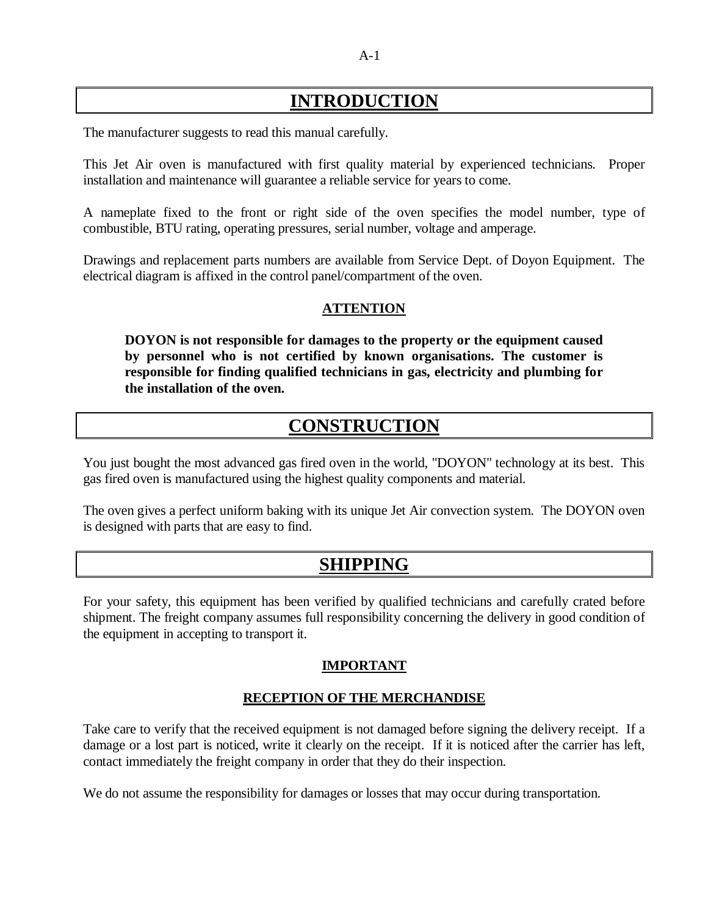# INTRODUCTION

The manufacturer suggests to read this manual carefully.

This Jet Air oven is manufactured with first quality material by experienced technicians. Proper installation and maintenance will guarantee a reliable service for years to come.

A nameplate fixed to the front or right side of the oven specifies the model number, type of combustible, BTU rating, operating pressures, serial number, voltage and amperage.

Drawings and replacement parts numbers are available from Service Dept. of Doyon Equipment. The electrical diagram is affixed in the control panel/compartment of the oven.

### ATTENTION

**DOYON is not responsible for damages to the property or the equipment caused by personnel who is not certified by known organisations. The customer is responsible for finding qualified technicians in gas, electricity and plumbing for the installation of the oven.**

# CONSTRUCTION

You just bought the most advanced gas fired oven in the world, "DOYON" technology at its best. This gas fired oven is manufactured using the highest quality components and material.

The oven gives a perfect uniform baking with its unique Jet Air convection system. The DOYON oven is designed with parts that are easy to find.

# SHIPPING

For your safety, this equipment has been verified by qualified technicians and carefully crated before shipment. The freight company assumes full responsibility concerning the delivery in good condition of the equipment in accepting to transport it.

### IMPORTANT

### RECEPTION OF THE MERCHANDISE

Take care to verify that the received equipment is not damaged before signing the delivery receipt. If a damage or a lost part is noticed, write it clearly on the receipt. If it is noticed after the carrier has left, contact immediately the freight company in order that they do their inspection.

We do not assume the responsibility for damages or losses that may occur during transportation.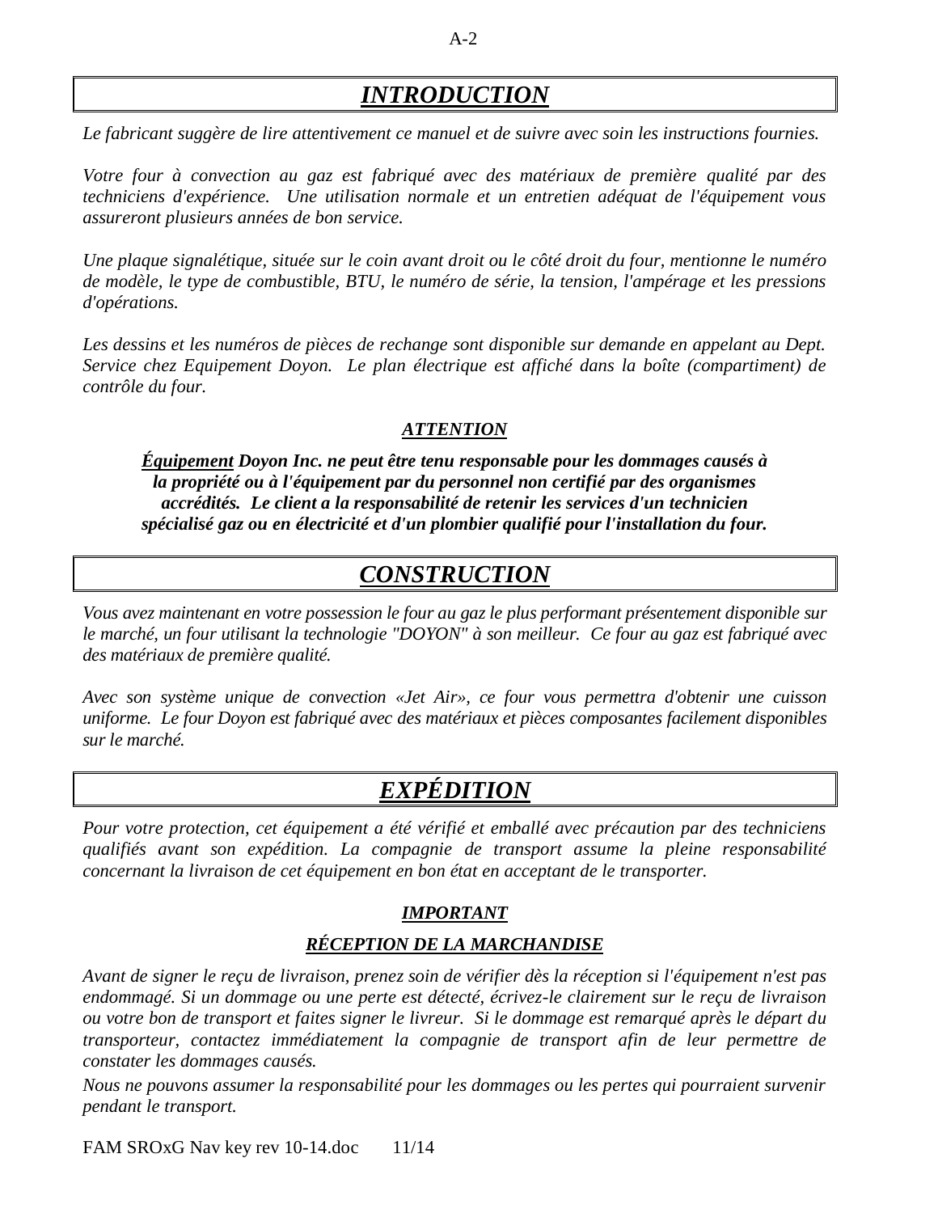# *INTRODUCTION*

*Le fabricant suggère de lire attentivement ce manuel et de suivre avec soin les instructions fournies.*

*Votre four à convection au gaz est fabriqué avec des matériaux de première qualité par des techniciens d'expérience. Une utilisation normale et un entretien adéquat de l'équipement vous assureront plusieurs années de bon service.*

*Une plaque signalétique, située sur le coin avant droit ou le côté droit du four, mentionne le numéro de modèle, le type de combustible, BTU, le numéro de série, la tension, l'ampérage et les pressions d'opérations.*

*Les dessins et les numéros de pièces de rechange sont disponible sur demande en appelant au Dept. Service chez Equipement Doyon. Le plan électrique est affiché dans la boîte (compartiment) de contrôle du four.*

### ***ATTENTION***

***Équipement Doyon Inc. ne peut être tenu responsable pour les dommages causés à la propriété ou à l'équipement par du personnel non certifié par des organismes accrédités. Le client a la responsabilité de retenir les services d'un technicien spécialisé gaz ou en électricité et d'un plombier qualifié pour l'installation du four.***

# *CONSTRUCTION*

*Vous avez maintenant en votre possession le four au gaz le plus performant présentement disponible sur le marché, un four utilisant la technologie "DOYON" à son meilleur. Ce four au gaz est fabriqué avec des matériaux de première qualité.*

*Avec son système unique de convection «Jet Air», ce four vous permettra d'obtenir une cuisson uniforme. Le four Doyon est fabriqué avec des matériaux et pièces composantes facilement disponibles sur le marché.*

# *EXPÉDITION*

*Pour votre protection, cet équipement a été vérifié et emballé avec précaution par des techniciens qualifiés avant son expédition. La compagnie de transport assume la pleine responsabilité concernant la livraison de cet équipement en bon état en acceptant de le transporter.*

### ***IMPORTANT***

### ***RÉCEPTION DE LA MARCHANDISE***

*Avant de signer le reçu de livraison, prenez soin de vérifier dès la réception si l'équipement n'est pas endommagé. Si un dommage ou une perte est détecté, écrivez-le clairement sur le reçu de livraison ou votre bon de transport et faites signer le livreur. Si le dommage est remarqué après le départ du transporteur, contactez immédiatement la compagnie de transport afin de leur permettre de constater les dommages causés.*

*Nous ne pouvons assumer la responsabilité pour les dommages ou les pertes qui pourraient survenir pendant le transport.*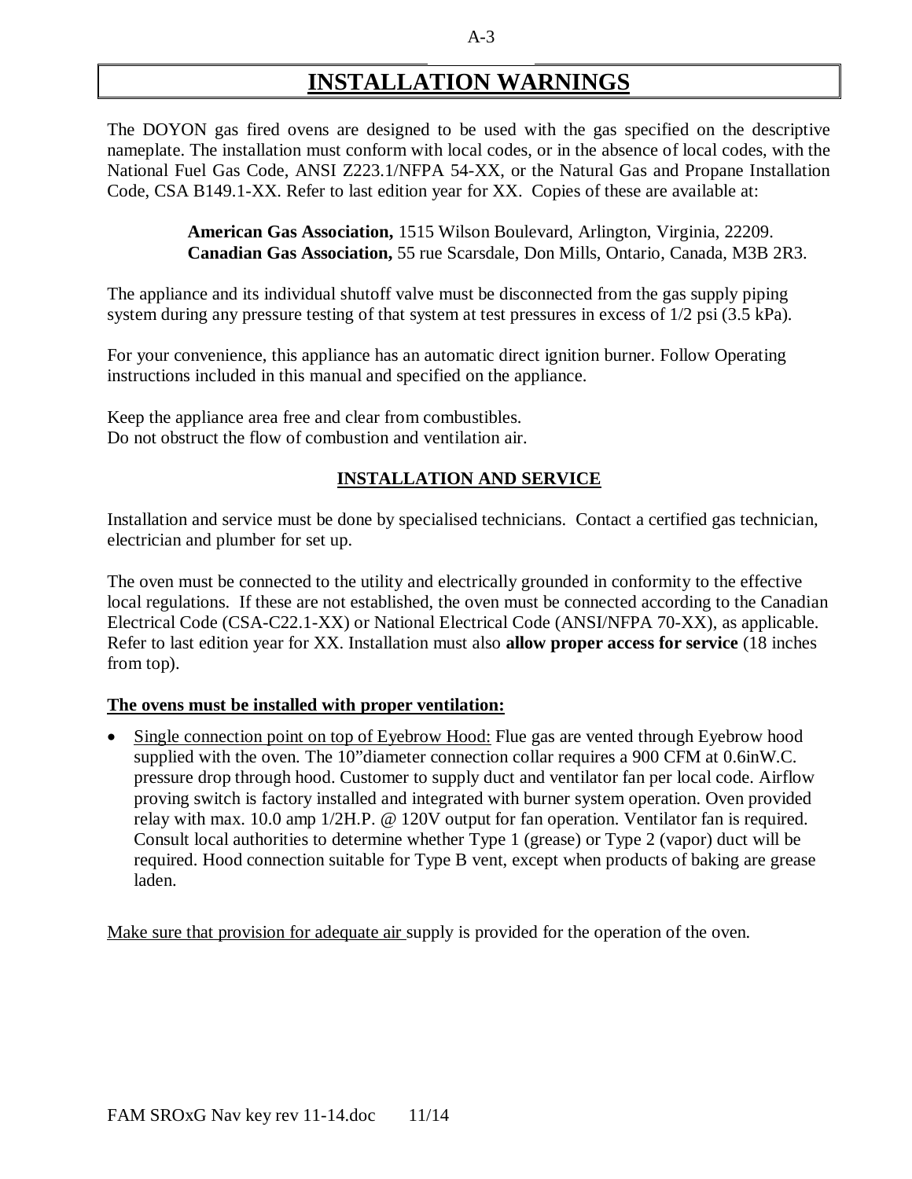# INSTALLATION WARNINGS

The DOYON gas fired ovens are designed to be used with the gas specified on the descriptive nameplate. The installation must conform with local codes, or in the absence of local codes, with the National Fuel Gas Code, ANSI Z223.1/NFPA 54-XX, or the Natural Gas and Propane Installation Code, CSA B149.1-XX. Refer to last edition year for XX. Copies of these are available at:

> **American Gas Association,** 1515 Wilson Boulevard, Arlington, Virginia, 22209.
> **Canadian Gas Association,** 55 rue Scarsdale, Don Mills, Ontario, Canada, M3B 2R3.

The appliance and its individual shutoff valve must be disconnected from the gas supply piping system during any pressure testing of that system at test pressures in excess of 1/2 psi (3.5 kPa).

For your convenience, this appliance has an automatic direct ignition burner. Follow Operating instructions included in this manual and specified on the appliance.

Keep the appliance area free and clear from combustibles.
Do not obstruct the flow of combustion and ventilation air.

## INSTALLATION AND SERVICE

Installation and service must be done by specialised technicians. Contact a certified gas technician, electrician and plumber for set up.

The oven must be connected to the utility and electrically grounded in conformity to the effective local regulations. If these are not established, the oven must be connected according to the Canadian Electrical Code (CSA-C22.1-XX) or National Electrical Code (ANSI/NFPA 70-XX), as applicable. Refer to last edition year for XX. Installation must also **allow proper access for service** (18 inches from top).

**The ovens must be installed with proper ventilation:**

- Single connection point on top of Eyebrow Hood: Flue gas are vented through Eyebrow hood supplied with the oven. The 10"diameter connection collar requires a 900 CFM at 0.6inW.C. pressure drop through hood. Customer to supply duct and ventilator fan per local code. Airflow proving switch is factory installed and integrated with burner system operation. Oven provided relay with max. 10.0 amp 1/2H.P. @ 120V output for fan operation. Ventilator fan is required. Consult local authorities to determine whether Type 1 (grease) or Type 2 (vapor) duct will be required. Hood connection suitable for Type B vent, except when products of baking are grease laden.

Make sure that provision for adequate air supply is provided for the operation of the oven.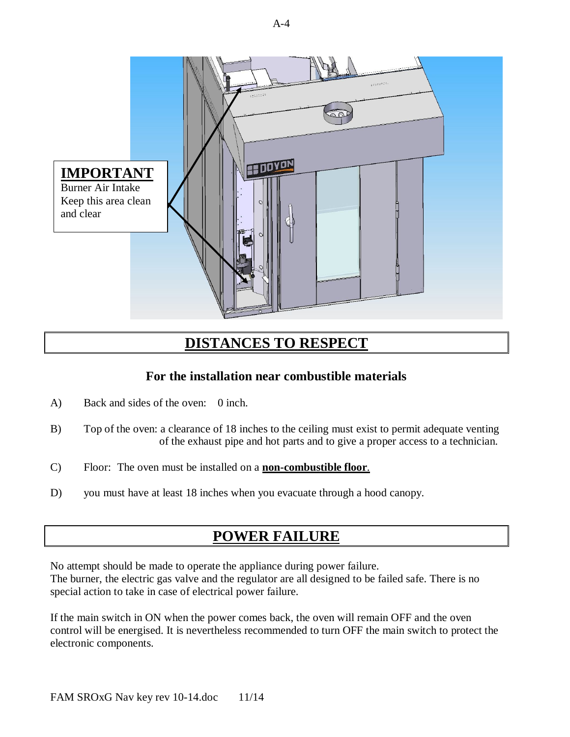**IMPORTANT**
Burner Air Intake
Keep this area clean and clear

## DISTANCES TO RESPECT

### For the installation near combustible materials

A) Back and sides of the oven: 0 inch.

B) Top of the oven: a clearance of 18 inches to the ceiling must exist to permit adequate venting of the exhaust pipe and hot parts and to give a proper access to a technician.

C) Floor: The oven must be installed on a **non-combustible floor**.

D) you must have at least 18 inches when you evacuate through a hood canopy.

## POWER FAILURE

No attempt should be made to operate the appliance during power failure.
The burner, the electric gas valve and the regulator are all designed to be failed safe. There is no special action to take in case of electrical power failure.

If the main switch in ON when the power comes back, the oven will remain OFF and the oven control will be energised. It is nevertheless recommended to turn OFF the main switch to protect the electronic components.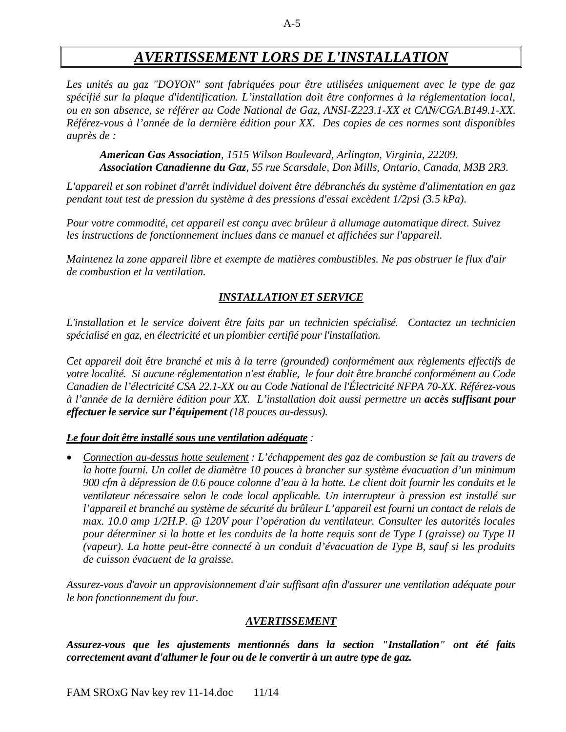# *AVERTISSEMENT LORS DE L'INSTALLATION*

*Les unités au gaz "DOYON" sont fabriquées pour être utilisées uniquement avec le type de gaz spécifié sur la plaque d'identification. L'installation doit être conformes à la réglementation local, ou en son absence, se référer au Code National de Gaz, ANSI-Z223.1-XX et CAN/CGA.B149.1-XX. Référez-vous à l'année de la dernière édition pour XX. Des copies de ces normes sont disponibles auprès de :*

> ***American Gas Association**, 1515 Wilson Boulevard, Arlington, Virginia, 22209.*
> ***Association Canadienne du Gaz**, 55 rue Scarsdale, Don Mills, Ontario, Canada, M3B 2R3.*

*L'appareil et son robinet d'arrêt individuel doivent être débranchés du système d'alimentation en gaz pendant tout test de pression du système à des pressions d'essai excèdent 1/2psi (3.5 kPa).*

*Pour votre commodité, cet appareil est conçu avec brûleur à allumage automatique direct. Suivez les instructions de fonctionnement inclues dans ce manuel et affichées sur l'appareil.*

*Maintenez la zone appareil libre et exempte de matières combustibles. Ne pas obstruer le flux d'air de combustion et la ventilation.*

## *INSTALLATION ET SERVICE*

*L'installation et le service doivent être faits par un technicien spécialisé. Contactez un technicien spécialisé en gaz, en électricité et un plombier certifié pour l'installation.*

*Cet appareil doit être branché et mis à la terre (grounded) conformément aux règlements effectifs de votre localité. Si aucune réglementation n'est établie, le four doit être branché conformément au Code Canadien de l'électricité CSA 22.1-XX ou au Code National de l'Électricité NFPA 70-XX. Référez-vous à l'année de la dernière édition pour XX. L'installation doit aussi permettre un **accès suffisant pour effectuer le service sur l'équipement** (18 pouces au-dessus).*

***Le four doit être installé sous une ventilation adéquate** :*

- *Connection au-dessus hotte seulement : L'échappement des gaz de combustion se fait au travers de la hotte fourni. Un collet de diamètre 10 pouces à brancher sur système évacuation d'un minimum 900 cfm à dépression de 0.6 pouce colonne d'eau à la hotte. Le client doit fournir les conduits et le ventilateur nécessaire selon le code local applicable. Un interrupteur à pression est installé sur l'appareil et branché au système de sécurité du brûleur L'appareil est fourni un contact de relais de max. 10.0 amp 1/2H.P. @ 120V pour l'opération du ventilateur. Consulter les autorités locales pour déterminer si la hotte et les conduits de la hotte requis sont de Type I (graisse) ou Type II (vapeur). La hotte peut-être connecté à un conduit d'évacuation de Type B, sauf si les produits de cuisson évacuent de la graisse.*

*Assurez-vous d'avoir un approvisionnement d'air suffisant afin d'assurer une ventilation adéquate pour le bon fonctionnement du four.*

## *AVERTISSEMENT*

***Assurez-vous que les ajustements mentionnés dans la section "Installation" ont été faits correctement avant d'allumer le four ou de le convertir à un autre type de gaz.***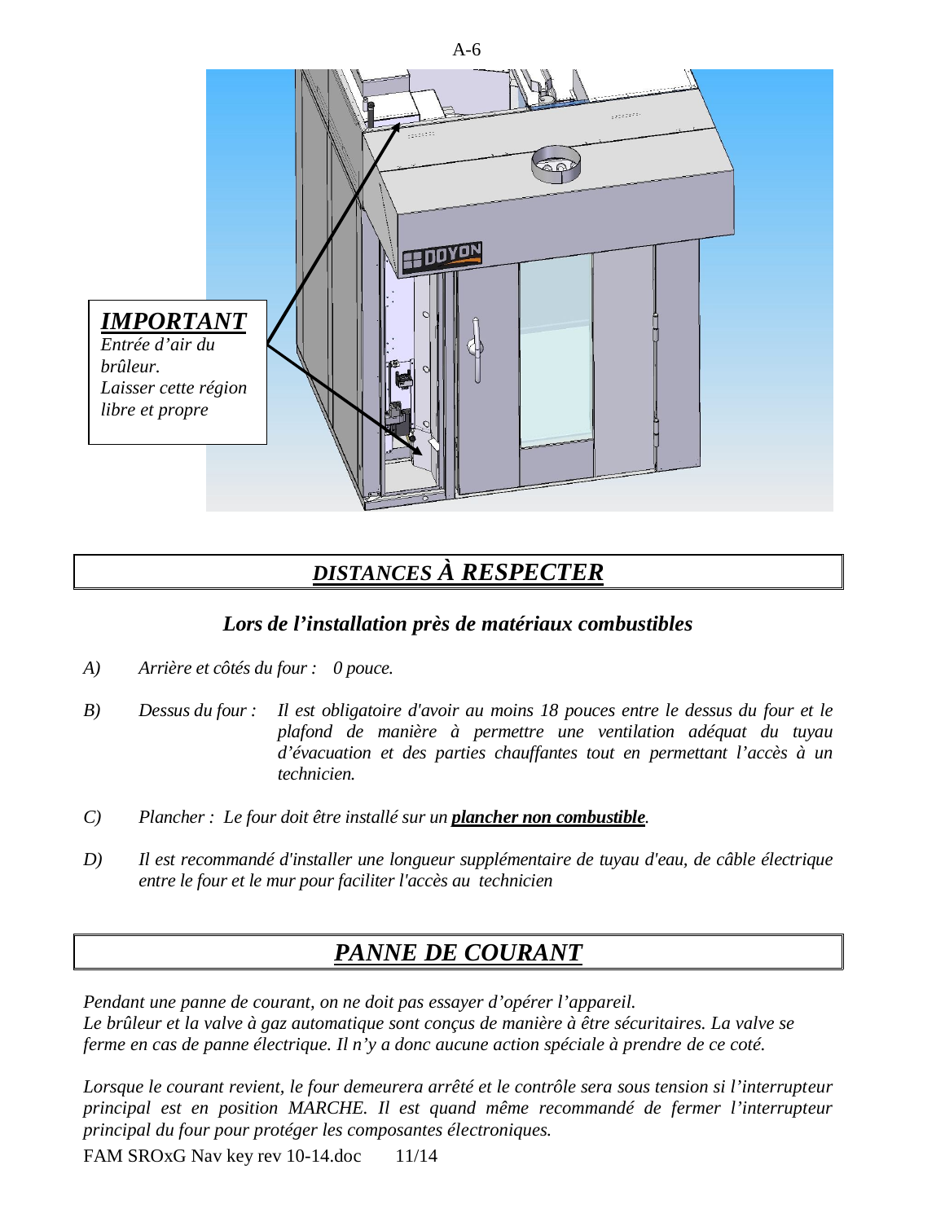***IMPORTANT***
*Entrée d'air du brûleur.*
*Laisser cette région libre et propre*

## ***DISTANCES À RESPECTER***

### *Lors de l'installation près de matériaux combustibles*

*A)* *Arrière et côtés du four : 0 pouce.*

*B)* *Dessus du four : Il est obligatoire d'avoir au moins 18 pouces entre le dessus du four et le plafond de manière à permettre une ventilation adéquat du tuyau d'évacuation et des parties chauffantes tout en permettant l'accès à un technicien.*

*C)* *Plancher : Le four doit être installé sur un* ***plancher non combustible****.*

*D)* *Il est recommandé d'installer une longueur supplémentaire de tuyau d'eau, de câble électrique entre le four et le mur pour faciliter l'accès au technicien*

## ***PANNE DE COURANT***

*Pendant une panne de courant, on ne doit pas essayer d'opérer l'appareil.*
*Le brûleur et la valve à gaz automatique sont conçus de manière à être sécuritaires. La valve se ferme en cas de panne électrique. Il n'y a donc aucune action spéciale à prendre de ce coté.*

*Lorsque le courant revient, le four demeurera arrêté et le contrôle sera sous tension si l'interrupteur principal est en position MARCHE. Il est quand même recommandé de fermer l'interrupteur principal du four pour protéger les composantes électroniques.*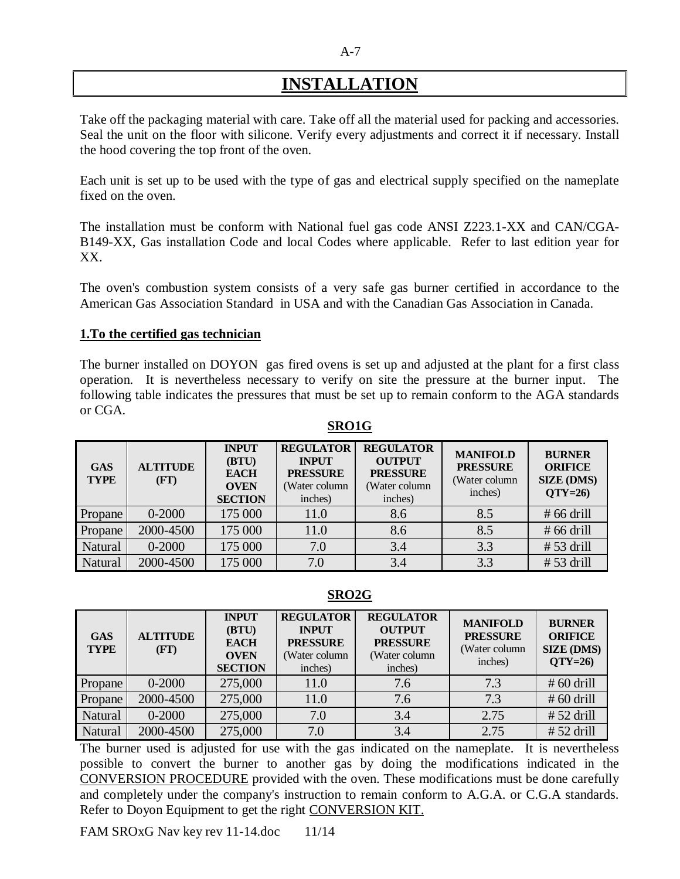# INSTALLATION

Take off the packaging material with care. Take off all the material used for packing and accessories. Seal the unit on the floor with silicone. Verify every adjustments and correct it if necessary. Install the hood covering the top front of the oven.

Each unit is set up to be used with the type of gas and electrical supply specified on the nameplate fixed on the oven.

The installation must be conform with National fuel gas code ANSI Z223.1-XX and CAN/CGA-B149-XX, Gas installation Code and local Codes where applicable. Refer to last edition year for XX.

The oven's combustion system consists of a very safe gas burner certified in accordance to the American Gas Association Standard in USA and with the Canadian Gas Association in Canada.

**1.To the certified gas technician**

The burner installed on DOYON gas fired ovens is set up and adjusted at the plant for a first class operation. It is nevertheless necessary to verify on site the pressure at the burner input. The following table indicates the pressures that must be set up to remain conform to the AGA standards or CGA.

**SRO1G**

| GAS TYPE | ALTITUDE (FT) | INPUT (BTU) EACH OVEN SECTION | REGULATOR INPUT PRESSURE (Water column inches) | REGULATOR OUTPUT PRESSURE (Water column inches) | MANIFOLD PRESSURE (Water column inches) | BURNER ORIFICE SIZE (DMS) QTY=26) |
|---|---|---|---|---|---|---|
| Propane | 0-2000 | 175 000 | 11.0 | 8.6 | 8.5 | # 66 drill |
| Propane | 2000-4500 | 175 000 | 11.0 | 8.6 | 8.5 | # 66 drill |
| Natural | 0-2000 | 175 000 | 7.0 | 3.4 | 3.3 | # 53 drill |
| Natural | 2000-4500 | 175 000 | 7.0 | 3.4 | 3.3 | # 53 drill |

**SRO2G**

| GAS TYPE | ALTITUDE (FT) | INPUT (BTU) EACH OVEN SECTION | REGULATOR INPUT PRESSURE (Water column inches) | REGULATOR OUTPUT PRESSURE (Water column inches) | MANIFOLD PRESSURE (Water column inches) | BURNER ORIFICE SIZE (DMS) QTY=26) |
|---|---|---|---|---|---|---|
| Propane | 0-2000 | 275,000 | 11.0 | 7.6 | 7.3 | # 60 drill |
| Propane | 2000-4500 | 275,000 | 11.0 | 7.6 | 7.3 | # 60 drill |
| Natural | 0-2000 | 275,000 | 7.0 | 3.4 | 2.75 | # 52 drill |
| Natural | 2000-4500 | 275,000 | 7.0 | 3.4 | 2.75 | # 52 drill |

The burner used is adjusted for use with the gas indicated on the nameplate. It is nevertheless possible to convert the burner to another gas by doing the modifications indicated in the CONVERSION PROCEDURE provided with the oven. These modifications must be done carefully and completely under the company's instruction to remain conform to A.G.A. or C.G.A standards. Refer to Doyon Equipment to get the right CONVERSION KIT.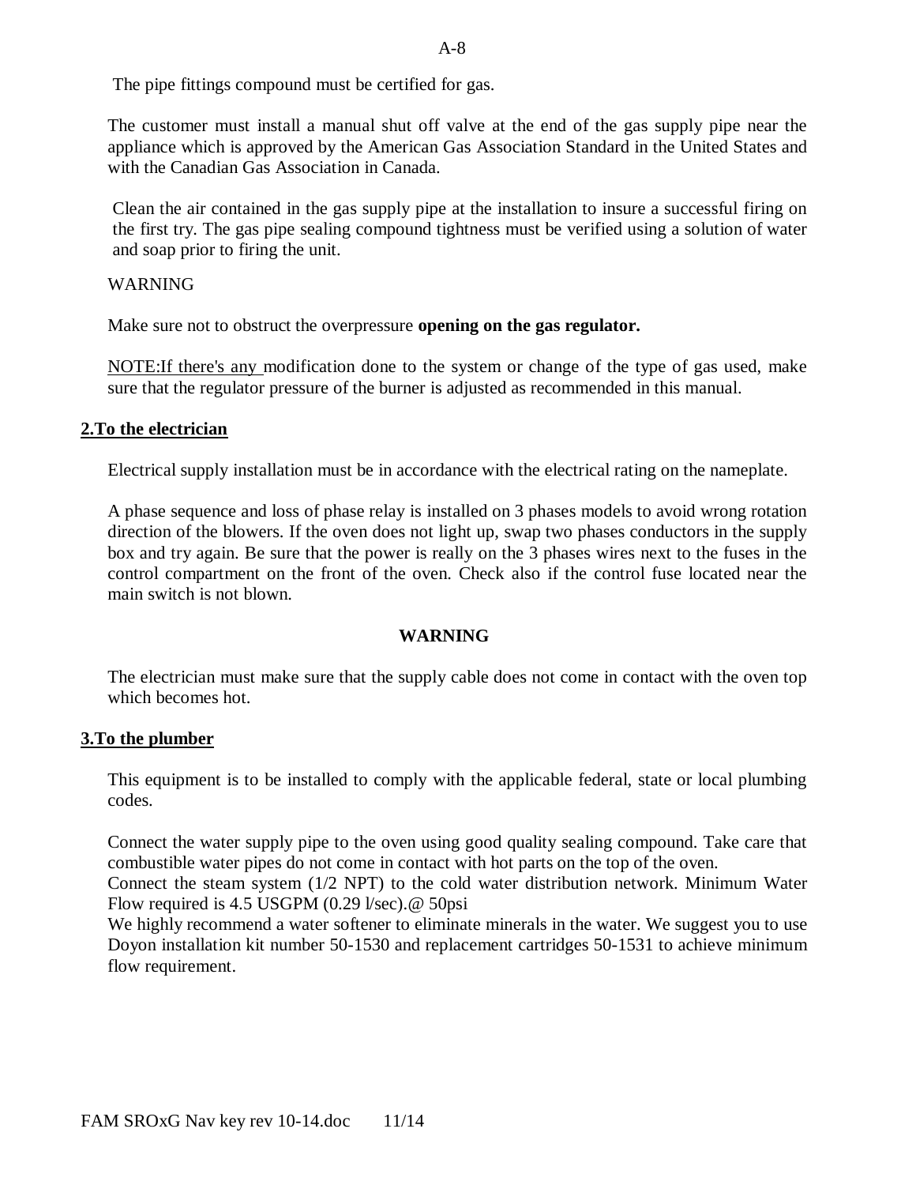The pipe fittings compound must be certified for gas.

The customer must install a manual shut off valve at the end of the gas supply pipe near the appliance which is approved by the American Gas Association Standard in the United States and with the Canadian Gas Association in Canada.

Clean the air contained in the gas supply pipe at the installation to insure a successful firing on the first try. The gas pipe sealing compound tightness must be verified using a solution of water and soap prior to firing the unit.

WARNING

Make sure not to obstruct the overpressure **opening on the gas regulator.**

NOTE:If there's any modification done to the system or change of the type of gas used, make sure that the regulator pressure of the burner is adjusted as recommended in this manual.

## 2.To the electrician

Electrical supply installation must be in accordance with the electrical rating on the nameplate.

A phase sequence and loss of phase relay is installed on 3 phases models to avoid wrong rotation direction of the blowers. If the oven does not light up, swap two phases conductors in the supply box and try again. Be sure that the power is really on the 3 phases wires next to the fuses in the control compartment on the front of the oven. Check also if the control fuse located near the main switch is not blown.

**WARNING**

The electrician must make sure that the supply cable does not come in contact with the oven top which becomes hot.

## 3.To the plumber

This equipment is to be installed to comply with the applicable federal, state or local plumbing codes.

Connect the water supply pipe to the oven using good quality sealing compound. Take care that combustible water pipes do not come in contact with hot parts on the top of the oven.
Connect the steam system (1/2 NPT) to the cold water distribution network. Minimum Water Flow required is 4.5 USGPM (0.29 l/sec).@ 50psi
We highly recommend a water softener to eliminate minerals in the water. We suggest you to use Doyon installation kit number 50-1530 and replacement cartridges 50-1531 to achieve minimum flow requirement.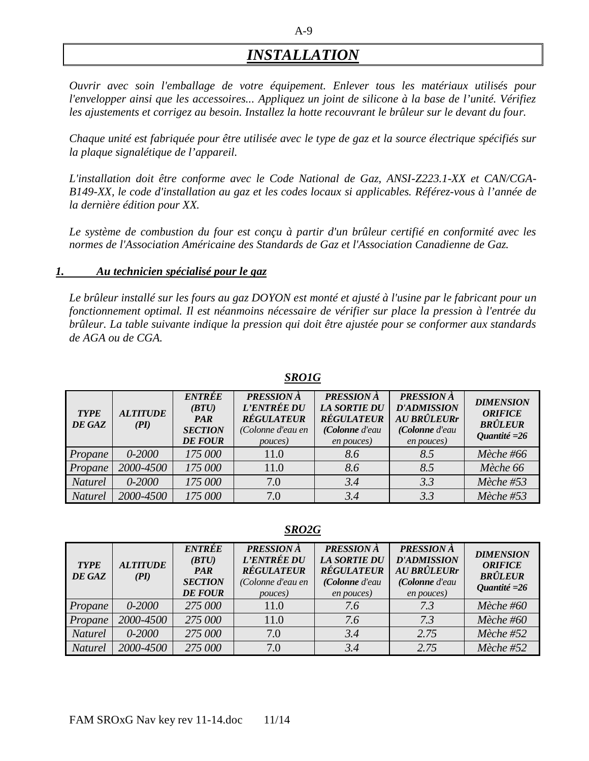# *INSTALLATION*

*Ouvrir avec soin l'emballage de votre équipement. Enlever tous les matériaux utilisés pour l'envelopper ainsi que les accessoires... Appliquez un joint de silicone à la base de l'unité. Vérifiez les ajustements et corrigez au besoin. Installez la hotte recouvrant le brûleur sur le devant du four.*

*Chaque unité est fabriquée pour être utilisée avec le type de gaz et la source électrique spécifiés sur la plaque signalétique de l'appareil.*

*L'installation doit être conforme avec le Code National de Gaz, ANSI-Z223.1-XX et CAN/CGA-B149-XX, le code d'installation au gaz et les codes locaux si applicables. Référez-vous à l'année de la dernière édition pour XX.*

*Le système de combustion du four est conçu à partir d'un brûleur certifié en conformité avec les normes de l'Association Américaine des Standards de Gaz et l'Association Canadienne de Gaz.*

## ***1. Au technicien spécialisé pour le gaz***

*Le brûleur installé sur les fours au gaz DOYON est monté et ajusté à l'usine par le fabricant pour un fonctionnement optimal. Il est néanmoins nécessaire de vérifier sur place la pression à l'entrée du brûleur. La table suivante indique la pression qui doit être ajustée pour se conformer aux standards de AGA ou de CGA.*

***SRO1G***

| TYPE DE GAZ | ALTITUDE (PI) | ENTRÉE (BTU) PAR SECTION DE FOUR | PRESSION À L'ENTRÉE DU RÉGULATEUR (Colonne d'eau en pouces) | PRESSION À LA SORTIE DU RÉGULATEUR (Colonne d'eau en pouces) | PRESSION À D'ADMISSION AU BRÛLEURr (Colonne d'eau en pouces) | DIMENSION ORIFICE BRÛLEUR Quantité =26 |
|---|---|---|---|---|---|---|
| Propane | 0-2000 | 175 000 | 11.0 | 8.6 | 8.5 | Mèche #66 |
| Propane | 2000-4500 | 175 000 | 11.0 | 8.6 | 8.5 | Mèche 66 |
| Naturel | 0-2000 | 175 000 | 7.0 | 3.4 | 3.3 | Mèche #53 |
| Naturel | 2000-4500 | 175 000 | 7.0 | 3.4 | 3.3 | Mèche #53 |

***SRO2G***

| TYPE DE GAZ | ALTITUDE (PI) | ENTRÉE (BTU) PAR SECTION DE FOUR | PRESSION À L'ENTRÉE DU RÉGULATEUR (Colonne d'eau en pouces) | PRESSION À LA SORTIE DU RÉGULATEUR (Colonne d'eau en pouces) | PRESSION À D'ADMISSION AU BRÛLEURr (Colonne d'eau en pouces) | DIMENSION ORIFICE BRÛLEUR Quantité =26 |
|---|---|---|---|---|---|---|
| Propane | 0-2000 | 275 000 | 11.0 | 7.6 | 7.3 | Mèche #60 |
| Propane | 2000-4500 | 275 000 | 11.0 | 7.6 | 7.3 | Mèche #60 |
| Naturel | 0-2000 | 275 000 | 7.0 | 3.4 | 2.75 | Mèche #52 |
| Naturel | 2000-4500 | 275 000 | 7.0 | 3.4 | 2.75 | Mèche #52 |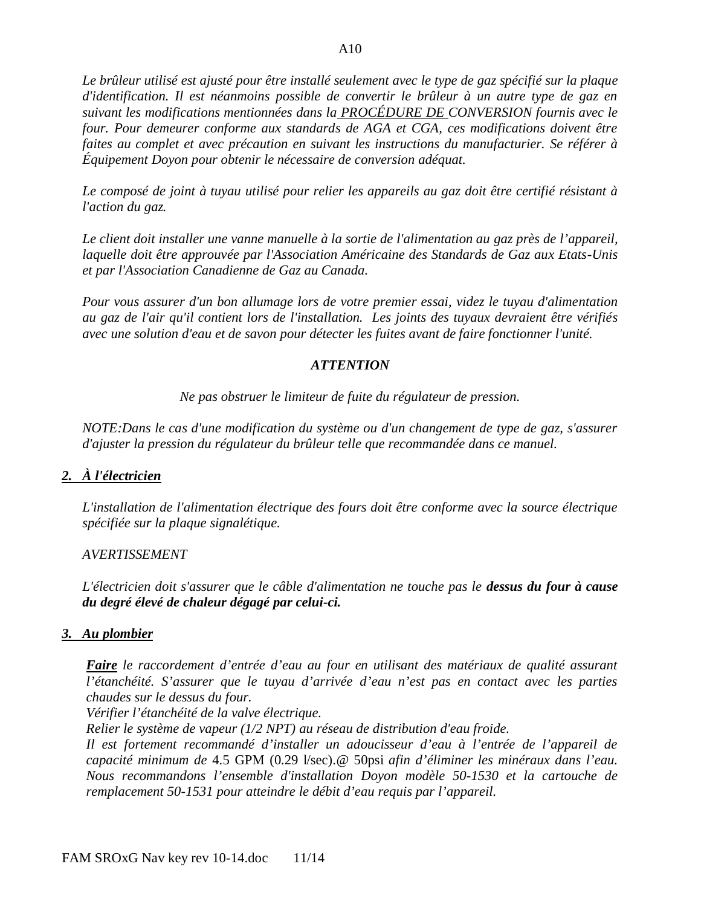*Le brûleur utilisé est ajusté pour être installé seulement avec le type de gaz spécifié sur la plaque d'identification. Il est néanmoins possible de convertir le brûleur à un autre type de gaz en suivant les modifications mentionnées dans la PROCÉDURE DE CONVERSION fournis avec le four. Pour demeurer conforme aux standards de AGA et CGA, ces modifications doivent être faites au complet et avec précaution en suivant les instructions du manufacturier. Se référer à Équipement Doyon pour obtenir le nécessaire de conversion adéquat.*

*Le composé de joint à tuyau utilisé pour relier les appareils au gaz doit être certifié résistant à l'action du gaz.*

*Le client doit installer une vanne manuelle à la sortie de l'alimentation au gaz près de l'appareil, laquelle doit être approuvée par l'Association Américaine des Standards de Gaz aux Etats-Unis et par l'Association Canadienne de Gaz au Canada.*

*Pour vous assurer d'un bon allumage lors de votre premier essai, videz le tuyau d'alimentation au gaz de l'air qu'il contient lors de l'installation. Les joints des tuyaux devraient être vérifiés avec une solution d'eau et de savon pour détecter les fuites avant de faire fonctionner l'unité.*

***ATTENTION***

*Ne pas obstruer le limiteur de fuite du régulateur de pression.*

*NOTE:Dans le cas d'une modification du système ou d'un changement de type de gaz, s'assurer d'ajuster la pression du régulateur du brûleur telle que recommandée dans ce manuel.*

## *2. À l'électricien*

*L'installation de l'alimentation électrique des fours doit être conforme avec la source électrique spécifiée sur la plaque signalétique.*

*AVERTISSEMENT*

*L'électricien doit s'assurer que le câble d'alimentation ne touche pas le **dessus du four à cause du degré élevé de chaleur dégagé par celui-ci.***

## *3. Au plombier*

***Faire** le raccordement d'entrée d'eau au four en utilisant des matériaux de qualité assurant l'étanchéité. S'assurer que le tuyau d'arrivée d'eau n'est pas en contact avec les parties chaudes sur le dessus du four.*
*Vérifier l'étanchéité de la valve électrique.*
*Relier le système de vapeur (1/2 NPT) au réseau de distribution d'eau froide.*
*Il est fortement recommandé d'installer un adoucisseur d'eau à l'entrée de l'appareil de capacité minimum de* 4.5 GPM (0.29 l/sec).@ 50psi *afin d'éliminer les minéraux dans l'eau. Nous recommandons l'ensemble d'installation Doyon modèle 50-1530 et la cartouche de remplacement 50-1531 pour atteindre le débit d'eau requis par l'appareil.*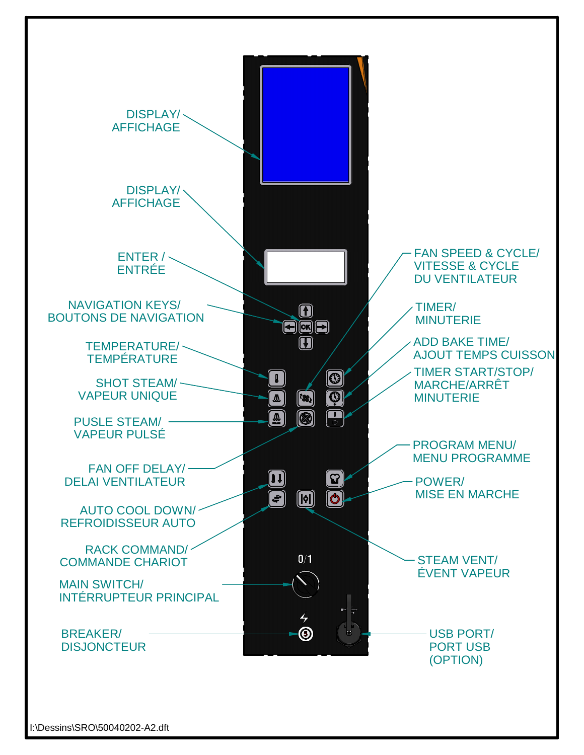DISPLAY/
AFFICHAGE

DISPLAY/
AFFICHAGE

ENTER /
ENTRÉE

NAVIGATION KEYS/
BOUTONS DE NAVIGATION

TEMPERATURE/
TEMPÉRATURE

SHOT STEAM/
VAPEUR UNIQUE

PUSLE STEAM/
VAPEUR PULSÉ

FAN OFF DELAY/
DELAI VENTILATEUR

AUTO COOL DOWN/
REFROIDISSEUR AUTO

RACK COMMAND/
COMMANDE CHARIOT

MAIN SWITCH/
INTÉRRUPTEUR PRINCIPAL

BREAKER/
DISJONCTEUR

FAN SPEED & CYCLE/
VITESSE & CYCLE
DU VENTILATEUR

TIMER/
MINUTERIE

ADD BAKE TIME/
AJOUT TEMPS CUISSON

TIMER START/STOP/
MARCHE/ARRÊT
MINUTERIE

PROGRAM MENU/
MENU PROGRAMME

POWER/
MISE EN MARCHE

STEAM VENT/
ÉVENT VAPEUR

USB PORT/
PORT USB
(OPTION)

0/1

5

I:\Dessins\SRO\50040202-A2.dft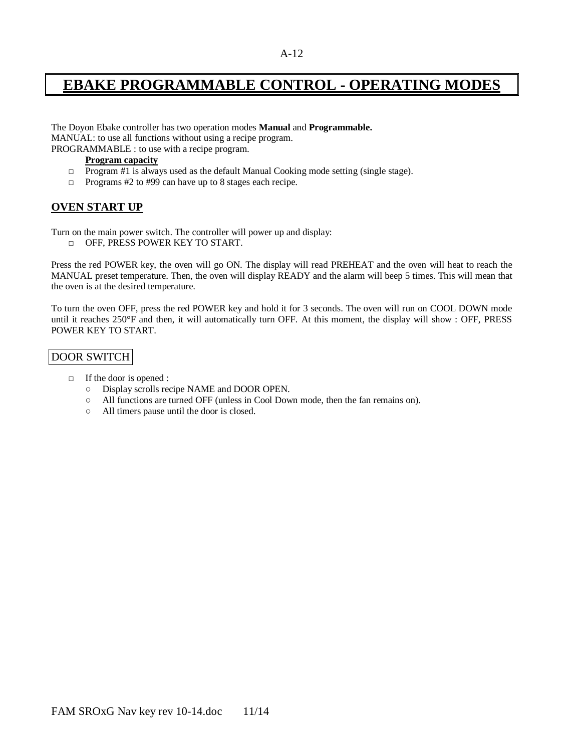# EBAKE PROGRAMMABLE CONTROL - OPERATING MODES

The Doyon Ebake controller has two operation modes **Manual** and **Programmable.**
MANUAL: to use all functions without using a recipe program.
PROGRAMMABLE : to use with a recipe program.

**Program capacity**

- Program #1 is always used as the default Manual Cooking mode setting (single stage).
- Programs #2 to #99 can have up to 8 stages each recipe.

## OVEN START UP

Turn on the main power switch. The controller will power up and display:

- OFF, PRESS POWER KEY TO START.

Press the red POWER key, the oven will go ON. The display will read PREHEAT and the oven will heat to reach the MANUAL preset temperature. Then, the oven will display READY and the alarm will beep 5 times. This will mean that the oven is at the desired temperature.

To turn the oven OFF, press the red POWER key and hold it for 3 seconds. The oven will run on COOL DOWN mode until it reaches 250°F and then, it will automatically turn OFF. At this moment, the display will show : OFF, PRESS POWER KEY TO START.

### DOOR SWITCH

- If the door is opened :
  - Display scrolls recipe NAME and DOOR OPEN.
  - All functions are turned OFF (unless in Cool Down mode, then the fan remains on).
  - All timers pause until the door is closed.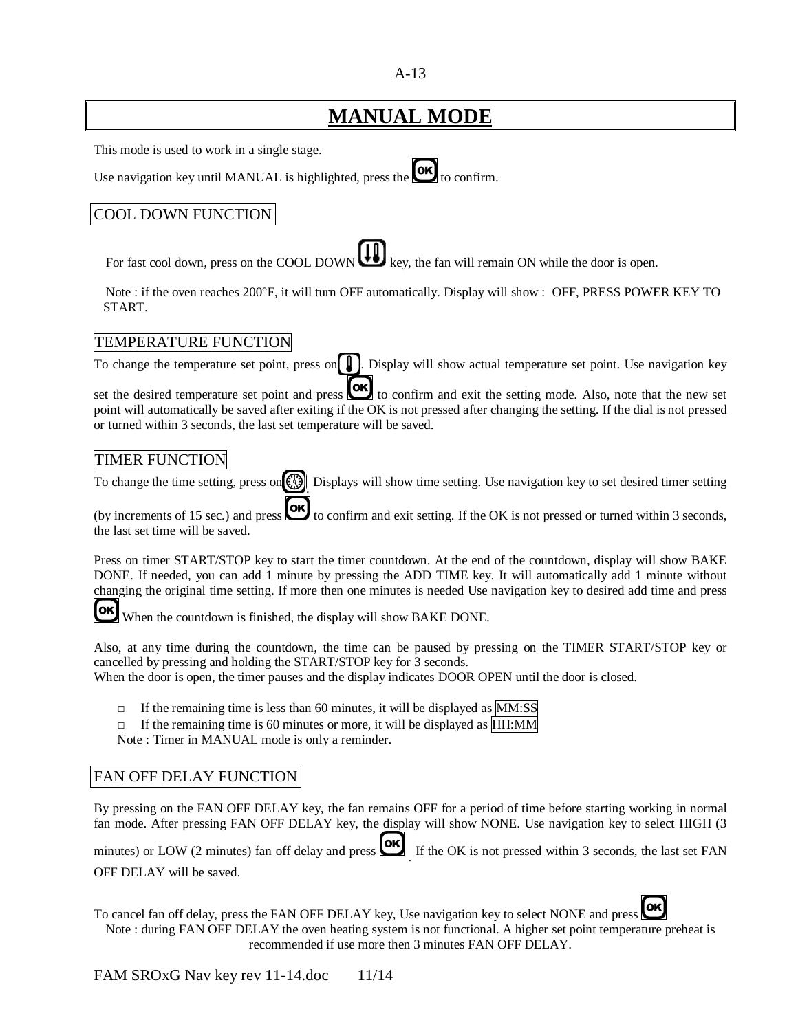# MANUAL MODE

This mode is used to work in a single stage.

Use navigation key until MANUAL is highlighted, press the OK to confirm.

## COOL DOWN FUNCTION

For fast cool down, press on the COOL DOWN key, the fan will remain ON while the door is open.

Note : if the oven reaches 200°F, it will turn OFF automatically. Display will show : OFF, PRESS POWER KEY TO START.

## TEMPERATURE FUNCTION

To change the temperature set point, press on . Display will show actual temperature set point. Use navigation key set the desired temperature set point and press OK to confirm and exit the setting mode. Also, note that the new set point will automatically be saved after exiting if the OK is not pressed after changing the setting. If the dial is not pressed or turned within 3 seconds, the last set temperature will be saved.

## TIMER FUNCTION

To change the time setting, press on . Displays will show time setting. Use navigation key to set desired timer setting (by increments of 15 sec.) and press OK to confirm and exit setting. If the OK is not pressed or turned within 3 seconds, the last set time will be saved.

Press on timer START/STOP key to start the timer countdown. At the end of the countdown, display will show BAKE DONE. If needed, you can add 1 minute by pressing the ADD TIME key. It will automatically add 1 minute without changing the original time setting. If more then one minutes is needed Use navigation key to desired add time and press OK When the countdown is finished, the display will show BAKE DONE.

Also, at any time during the countdown, the time can be paused by pressing on the TIMER START/STOP key or cancelled by pressing and holding the START/STOP key for 3 seconds.
When the door is open, the timer pauses and the display indicates DOOR OPEN until the door is closed.

- If the remaining time is less than 60 minutes, it will be displayed as MM:SS
- If the remaining time is 60 minutes or more, it will be displayed as HH:MM

Note : Timer in MANUAL mode is only a reminder.

## FAN OFF DELAY FUNCTION

By pressing on the FAN OFF DELAY key, the fan remains OFF for a period of time before starting working in normal fan mode. After pressing FAN OFF DELAY key, the display will show NONE. Use navigation key to select HIGH (3 minutes) or LOW (2 minutes) fan off delay and press OK. If the OK is not pressed within 3 seconds, the last set FAN OFF DELAY will be saved.

To cancel fan off delay, press the FAN OFF DELAY key, Use navigation key to select NONE and press OK

Note : during FAN OFF DELAY the oven heating system is not functional. A higher set point temperature preheat is recommended if use more then 3 minutes FAN OFF DELAY.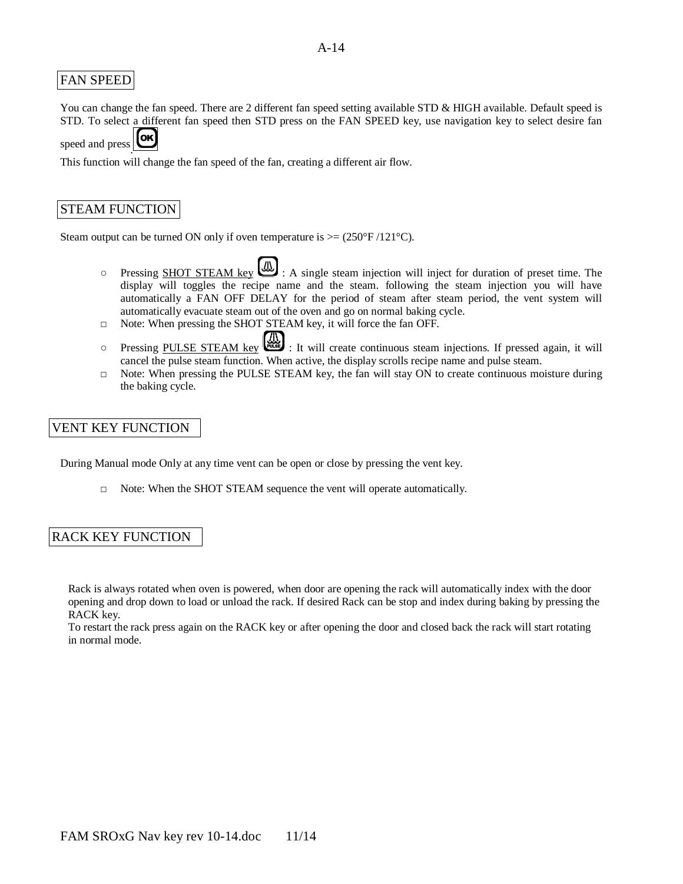## FAN SPEED

You can change the fan speed. There are 2 different fan speed setting available STD & HIGH available. Default speed is STD. To select a different fan speed then STD press on the FAN SPEED key, use navigation key to select desire fan speed and press OK.

This function will change the fan speed of the fan, creating a different air flow.

## STEAM FUNCTION

Steam output can be turned ON only if oven temperature is >= (250°F /121°C).

- Pressing <u>SHOT STEAM key</u> : A single steam injection will inject for duration of preset time. The display will toggles the recipe name and the steam. following the steam injection you will have automatically a FAN OFF DELAY for the period of steam after steam period, the vent system will automatically evacuate steam out of the oven and go on normal baking cycle.
- Note: When pressing the SHOT STEAM key, it will force the fan OFF.
- Pressing <u>PULSE STEAM key</u> : It will create continuous steam injections. If pressed again, it will cancel the pulse steam function. When active, the display scrolls recipe name and pulse steam.
- Note: When pressing the PULSE STEAM key, the fan will stay ON to create continuous moisture during the baking cycle.

## VENT KEY FUNCTION

During Manual mode Only at any time vent can be open or close by pressing the vent key.

- Note: When the SHOT STEAM sequence the vent will operate automatically.

## RACK KEY FUNCTION

Rack is always rotated when oven is powered, when door are opening the rack will automatically index with the door opening and drop down to load or unload the rack. If desired Rack can be stop and index during baking by pressing the RACK key.

To restart the rack press again on the RACK key or after opening the door and closed back the rack will start rotating in normal mode.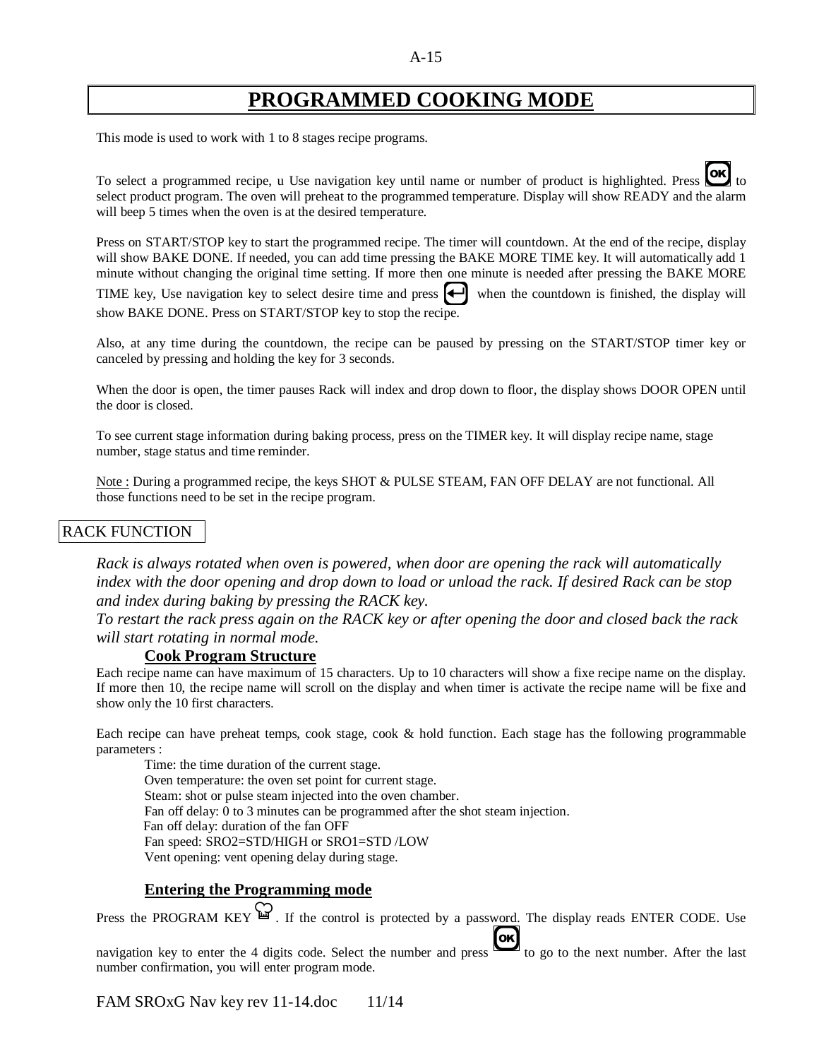# PROGRAMMED COOKING MODE

This mode is used to work with 1 to 8 stages recipe programs.

To select a programmed recipe, u Use navigation key until name or number of product is highlighted. Press [OK] to select product program. The oven will preheat to the programmed temperature. Display will show READY and the alarm will beep 5 times when the oven is at the desired temperature.

Press on START/STOP key to start the programmed recipe. The timer will countdown. At the end of the recipe, display will show BAKE DONE. If needed, you can add time pressing the BAKE MORE TIME key. It will automatically add 1 minute without changing the original time setting. If more then one minute is needed after pressing the BAKE MORE TIME key, Use navigation key to select desire time and press [↵] when the countdown is finished, the display will show BAKE DONE. Press on START/STOP key to stop the recipe.

Also, at any time during the countdown, the recipe can be paused by pressing on the START/STOP timer key or canceled by pressing and holding the key for 3 seconds.

When the door is open, the timer pauses Rack will index and drop down to floor, the display shows DOOR OPEN until the door is closed.

To see current stage information during baking process, press on the TIMER key. It will display recipe name, stage number, stage status and time reminder.

Note : During a programmed recipe, the keys SHOT & PULSE STEAM, FAN OFF DELAY are not functional. All those functions need to be set in the recipe program.

## RACK FUNCTION

*Rack is always rotated when oven is powered, when door are opening the rack will automatically index with the door opening and drop down to load or unload the rack. If desired Rack can be stop and index during baking by pressing the RACK key.*
*To restart the rack press again on the RACK key or after opening the door and closed back the rack will start rotating in normal mode.*

### Cook Program Structure

Each recipe name can have maximum of 15 characters. Up to 10 characters will show a fixe recipe name on the display. If more then 10, the recipe name will scroll on the display and when timer is activate the recipe name will be fixe and show only the 10 first characters.

Each recipe can have preheat temps, cook stage, cook & hold function. Each stage has the following programmable parameters :

- Time: the time duration of the current stage.
- Oven temperature: the oven set point for current stage.
- Steam: shot or pulse steam injected into the oven chamber.
- Fan off delay: 0 to 3 minutes can be programmed after the shot steam injection.
- Fan off delay: duration of the fan OFF
- Fan speed: SRO2=STD/HIGH or SRO1=STD /LOW
- Vent opening: vent opening delay during stage.

### Entering the Programming mode

Press the PROGRAM KEY. If the control is protected by a password. The display reads ENTER CODE. Use navigation key to enter the 4 digits code. Select the number and press [OK] to go to the next number. After the last number confirmation, you will enter program mode.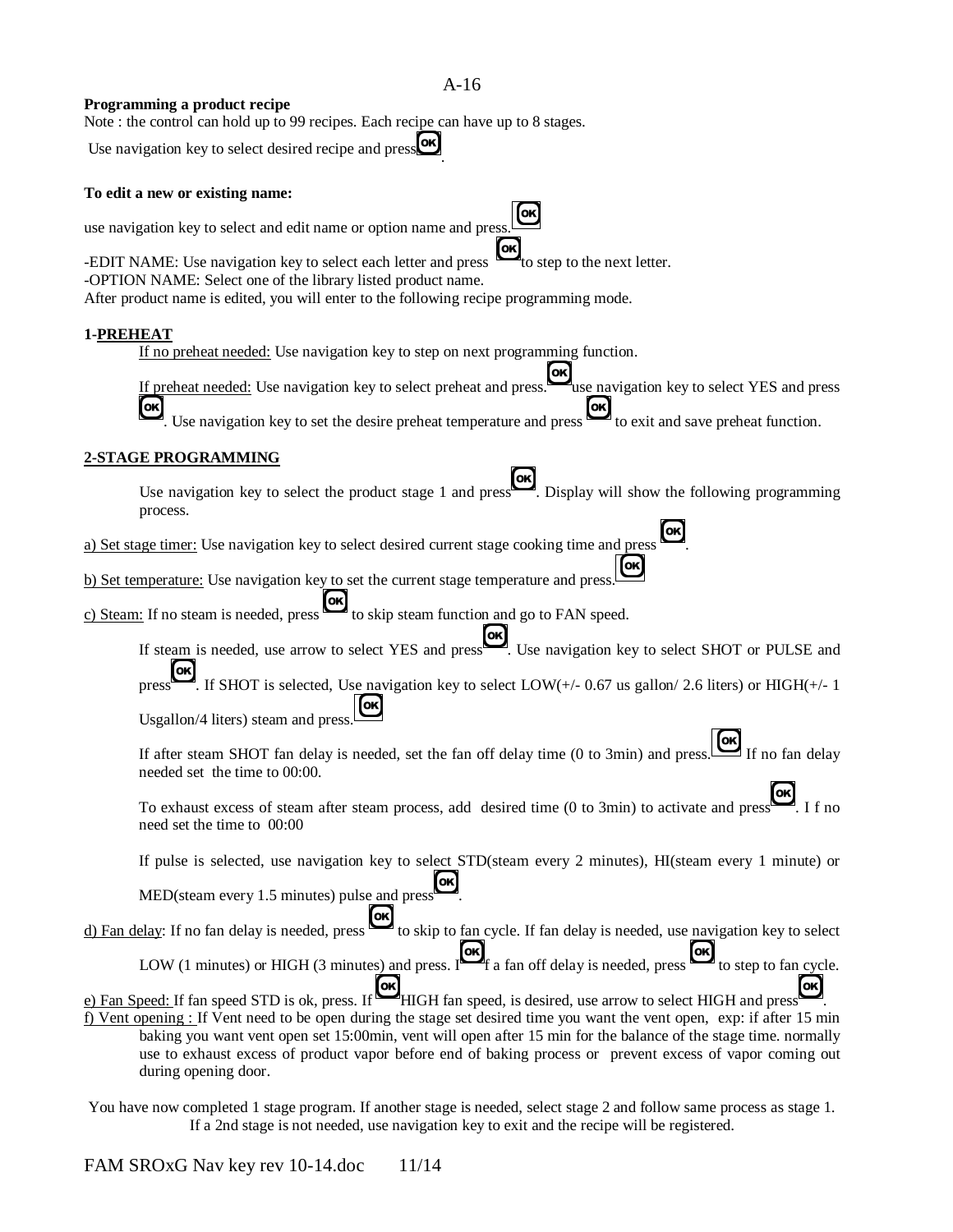**Programming a product recipe**

Note : the control can hold up to 99 recipes. Each recipe can have up to 8 stages.

Use navigation key to select desired recipe and press OK.

**To edit a new or existing name:**

use navigation key to select and edit name or option name and press. OK

-EDIT NAME: Use navigation key to select each letter and press OK to step to the next letter.
-OPTION NAME: Select one of the library listed product name.
After product name is edited, you will enter to the following recipe programming mode.

**1-PREHEAT**

If no preheat needed: Use navigation key to step on next programming function.

If preheat needed: Use navigation key to select preheat and press. OK use navigation key to select YES and press OK. Use navigation key to set the desire preheat temperature and press OK to exit and save preheat function.

**2-STAGE PROGRAMMING**

Use navigation key to select the product stage 1 and press OK. Display will show the following programming process.

a) Set stage timer: Use navigation key to select desired current stage cooking time and press OK.

b) Set temperature: Use navigation key to set the current stage temperature and press. OK

c) Steam: If no steam is needed, press OK to skip steam function and go to FAN speed.

If steam is needed, use arrow to select YES and press OK. Use navigation key to select SHOT or PULSE and press OK. If SHOT is selected, Use navigation key to select LOW(+/- 0.67 us gallon/ 2.6 liters) or HIGH(+/- 1 Usgallon/4 liters) steam and press. OK

If after steam SHOT fan delay is needed, set the fan off delay time (0 to 3min) and press. OK If no fan delay needed set the time to 00:00.

To exhaust excess of steam after steam process, add desired time (0 to 3min) to activate and press OK. I f no need set the time to 00:00

If pulse is selected, use navigation key to select STD(steam every 2 minutes), HI(steam every 1 minute) or MED(steam every 1.5 minutes) pulse and press OK.

d) Fan delay: If no fan delay is needed, press OK to skip to fan cycle. If fan delay is needed, use navigation key to select LOW (1 minutes) or HIGH (3 minutes) and press. OK If a fan off delay is needed, press OK to step to fan cycle.

e) Fan Speed: If fan speed STD is ok, press. OK If HIGH fan speed, is desired, use arrow to select HIGH and press OK.

f) Vent opening : If Vent need to be open during the stage set desired time you want the vent open, exp: if after 15 min baking you want vent open set 15:00min, vent will open after 15 min for the balance of the stage time. normally use to exhaust excess of product vapor before end of baking process or prevent excess of vapor coming out during opening door.

You have now completed 1 stage program. If another stage is needed, select stage 2 and follow same process as stage 1. If a 2nd stage is not needed, use navigation key to exit and the recipe will be registered.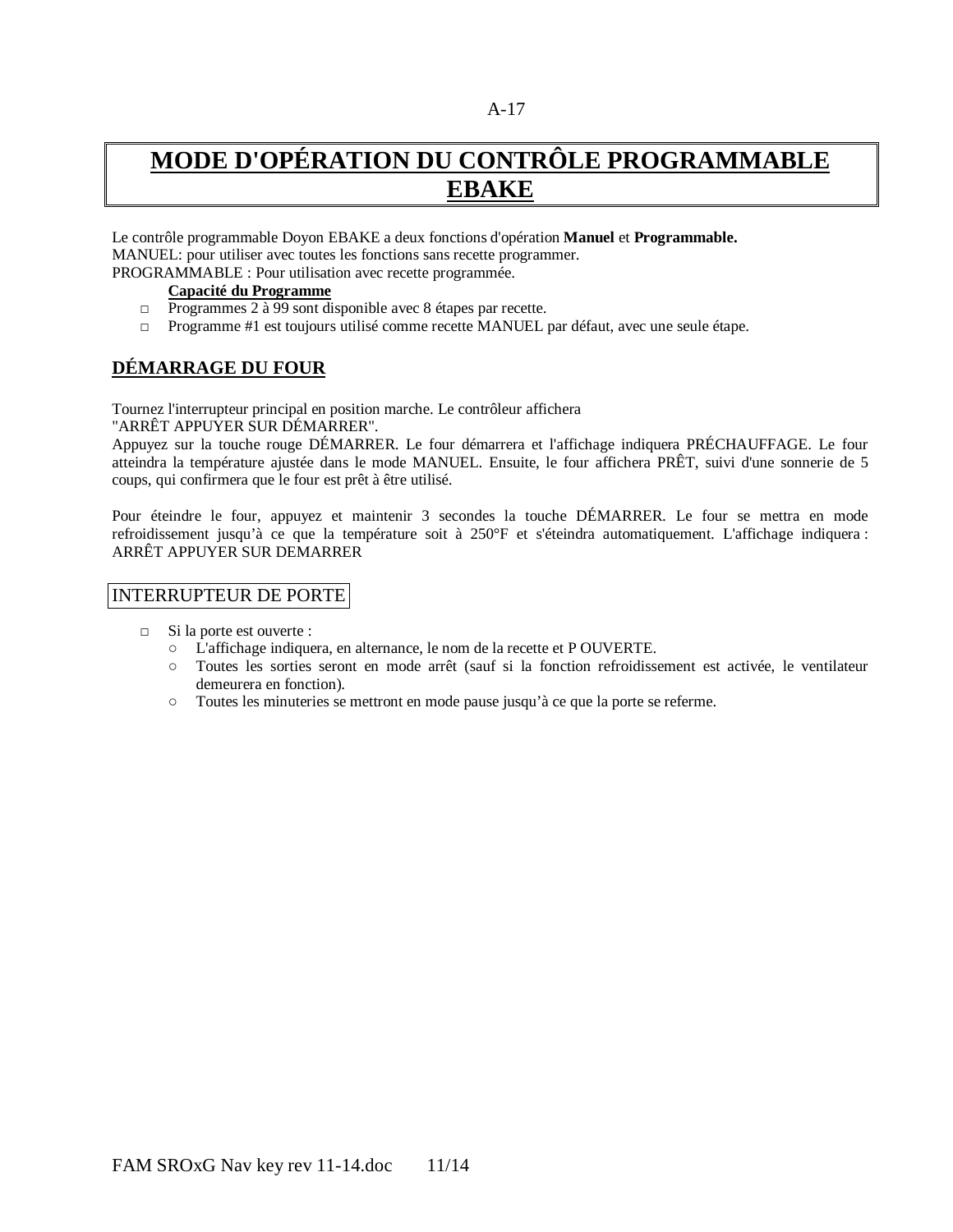# MODE D'OPÉRATION DU CONTRÔLE PROGRAMMABLE EBAKE

Le contrôle programmable Doyon EBAKE a deux fonctions d'opération **Manuel** et **Programmable.**
MANUEL: pour utiliser avec toutes les fonctions sans recette programmer.
PROGRAMMABLE : Pour utilisation avec recette programmée.

**Capacité du Programme**

- Programmes 2 à 99 sont disponible avec 8 étapes par recette.
- Programme #1 est toujours utilisé comme recette MANUEL par défaut, avec une seule étape.

## DÉMARRAGE DU FOUR

Tournez l'interrupteur principal en position marche. Le contrôleur affichera
"ARRÊT APPUYER SUR DÉMARRER".
Appuyez sur la touche rouge DÉMARRER. Le four démarrera et l'affichage indiquera PRÉCHAUFFAGE. Le four atteindra la température ajustée dans le mode MANUEL. Ensuite, le four affichera PRÊT, suivi d'une sonnerie de 5 coups, qui confirmera que le four est prêt à être utilisé.

Pour éteindre le four, appuyez et maintenir 3 secondes la touche DÉMARRER. Le four se mettra en mode refroidissement jusqu'à ce que la température soit à 250°F et s'éteindra automatiquement. L'affichage indiquera : ARRÊT APPUYER SUR DEMARRER

## INTERRUPTEUR DE PORTE

- Si la porte est ouverte :
  - L'affichage indiquera, en alternance, le nom de la recette et P OUVERTE.
  - Toutes les sorties seront en mode arrêt (sauf si la fonction refroidissement est activée, le ventilateur demeurera en fonction).
  - Toutes les minuteries se mettront en mode pause jusqu'à ce que la porte se referme.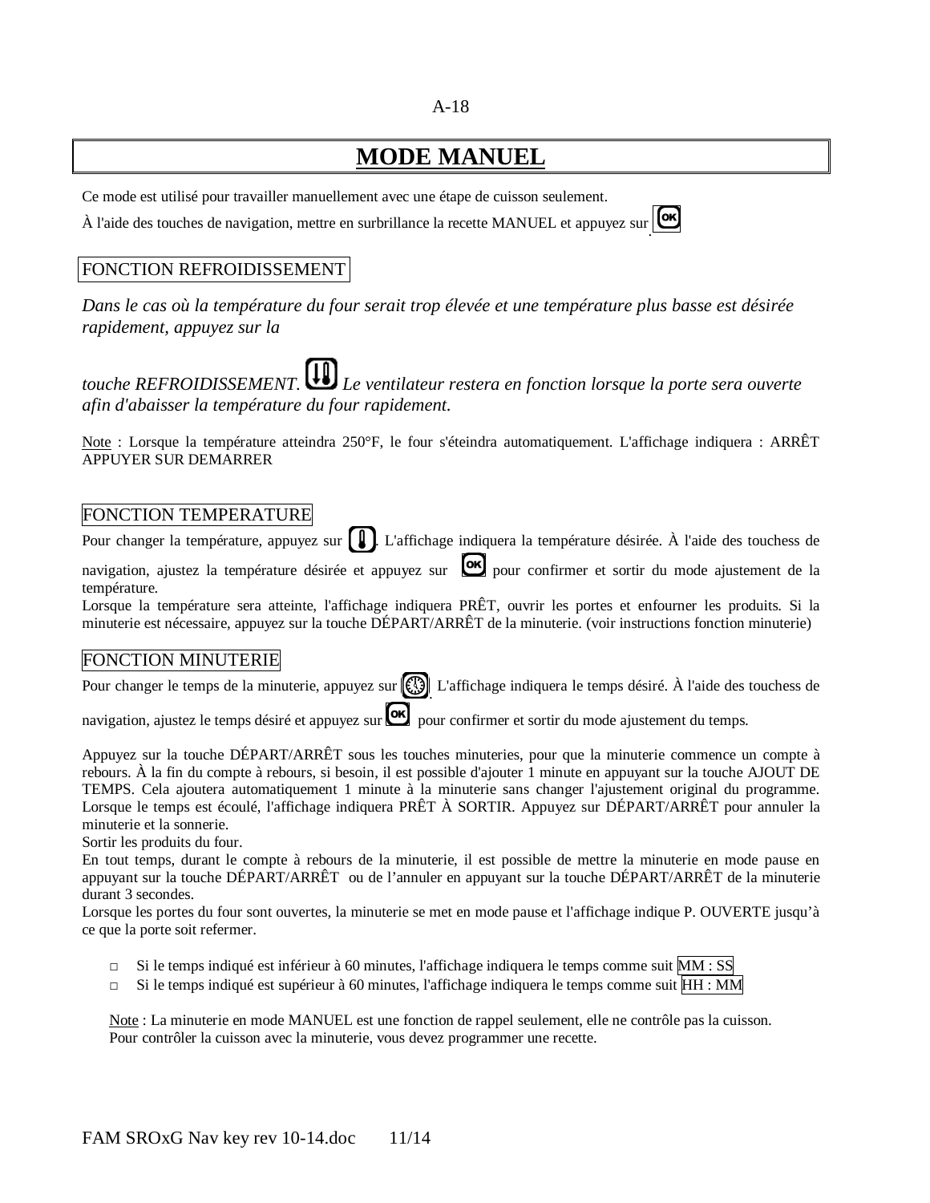# MODE MANUEL

Ce mode est utilisé pour travailler manuellement avec une étape de cuisson seulement.

À l'aide des touches de navigation, mettre en surbrillance la recette MANUEL et appuyez sur .

## FONCTION REFROIDISSEMENT

*Dans le cas où la température du four serait trop élevée et une température plus basse est désirée rapidement, appuyez sur la*

*touche REFROIDISSEMENT. Le ventilateur restera en fonction lorsque la porte sera ouverte afin d'abaisser la température du four rapidement.*

Note : Lorsque la température atteindra 250°F, le four s'éteindra automatiquement. L'affichage indiquera : ARRÊT APPUYER SUR DEMARRER

## FONCTION TEMPERATURE

Pour changer la température, appuyez sur . L'affichage indiquera la température désirée. À l'aide des touchess de navigation, ajustez la température désirée et appuyez sur pour confirmer et sortir du mode ajustement de la température.

Lorsque la température sera atteinte, l'affichage indiquera PRÊT, ouvrir les portes et enfourner les produits. Si la minuterie est nécessaire, appuyez sur la touche DÉPART/ARRÊT de la minuterie. (voir instructions fonction minuterie)

## FONCTION MINUTERIE

Pour changer le temps de la minuterie, appuyez sur . L'affichage indiquera le temps désiré. À l'aide des touchess de navigation, ajustez le temps désiré et appuyez sur pour confirmer et sortir du mode ajustement du temps.

Appuyez sur la touche DÉPART/ARRÊT sous les touches minuteries, pour que la minuterie commence un compte à rebours. À la fin du compte à rebours, si besoin, il est possible d'ajouter 1 minute en appuyant sur la touche AJOUT DE TEMPS. Cela ajoutera automatiquement 1 minute à la minuterie sans changer l'ajustement original du programme. Lorsque le temps est écoulé, l'affichage indiquera PRÊT À SORTIR. Appuyez sur DÉPART/ARRÊT pour annuler la minuterie et la sonnerie.

Sortir les produits du four.

En tout temps, durant le compte à rebours de la minuterie, il est possible de mettre la minuterie en mode pause en appuyant sur la touche DÉPART/ARRÊT ou de l'annuler en appuyant sur la touche DÉPART/ARRÊT de la minuterie durant 3 secondes.

Lorsque les portes du four sont ouvertes, la minuterie se met en mode pause et l'affichage indique P. OUVERTE jusqu'à ce que la porte soit refermer.

- Si le temps indiqué est inférieur à 60 minutes, l'affichage indiquera le temps comme suit MM : SS
- Si le temps indiqué est supérieur à 60 minutes, l'affichage indiquera le temps comme suit HH : MM

Note : La minuterie en mode MANUEL est une fonction de rappel seulement, elle ne contrôle pas la cuisson. Pour contrôler la cuisson avec la minuterie, vous devez programmer une recette.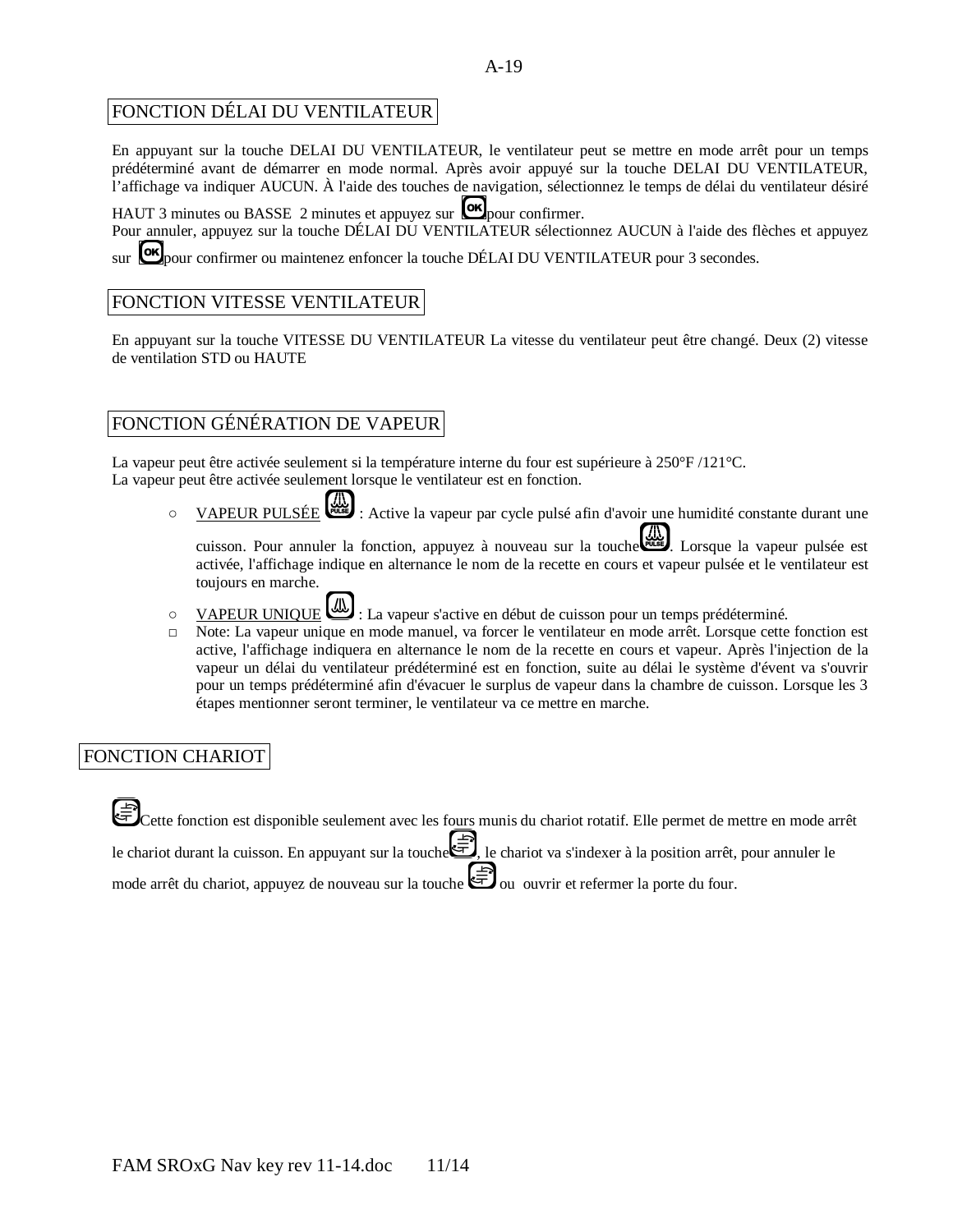## FONCTION DÉLAI DU VENTILATEUR

En appuyant sur la touche DELAI DU VENTILATEUR, le ventilateur peut se mettre en mode arrêt pour un temps prédéterminé avant de démarrer en mode normal. Après avoir appuyé sur la touche DELAI DU VENTILATEUR, l'affichage va indiquer AUCUN. À l'aide des touches de navigation, sélectionnez le temps de délai du ventilateur désiré HAUT 3 minutes ou BASSE 2 minutes et appuyez sur OK pour confirmer.
Pour annuler, appuyez sur la touche DÉLAI DU VENTILATEUR sélectionnez AUCUN à l'aide des flèches et appuyez sur OK pour confirmer ou maintenez enfoncer la touche DÉLAI DU VENTILATEUR pour 3 secondes.

## FONCTION VITESSE VENTILATEUR

En appuyant sur la touche VITESSE DU VENTILATEUR La vitesse du ventilateur peut être changé. Deux (2) vitesse de ventilation STD ou HAUTE

## FONCTION GÉNÉRATION DE VAPEUR

La vapeur peut être activée seulement si la température interne du four est supérieure à 250°F /121°C.
La vapeur peut être activée seulement lorsque le ventilateur est en fonction.

- VAPEUR PULSÉE : Active la vapeur par cycle pulsé afin d'avoir une humidité constante durant une cuisson. Pour annuler la fonction, appuyez à nouveau sur la touche. Lorsque la vapeur pulsée est activée, l'affichage indique en alternance le nom de la recette en cours et vapeur pulsée et le ventilateur est toujours en marche.
- VAPEUR UNIQUE : La vapeur s'active en début de cuisson pour un temps prédéterminé.
- Note: La vapeur unique en mode manuel, va forcer le ventilateur en mode arrêt. Lorsque cette fonction est active, l'affichage indiquera en alternance le nom de la recette en cours et vapeur. Après l'injection de la vapeur un délai du ventilateur prédéterminé est en fonction, suite au délai le système d'évent va s'ouvrir pour un temps prédéterminé afin d'évacuer le surplus de vapeur dans la chambre de cuisson. Lorsque les 3 étapes mentionner seront terminer, le ventilateur va ce mettre en marche.

## FONCTION CHARIOT

Cette fonction est disponible seulement avec les fours munis du chariot rotatif. Elle permet de mettre en mode arrêt le chariot durant la cuisson. En appuyant sur la touche, le chariot va s'indexer à la position arrêt, pour annuler le mode arrêt du chariot, appuyez de nouveau sur la touche ou ouvrir et refermer la porte du four.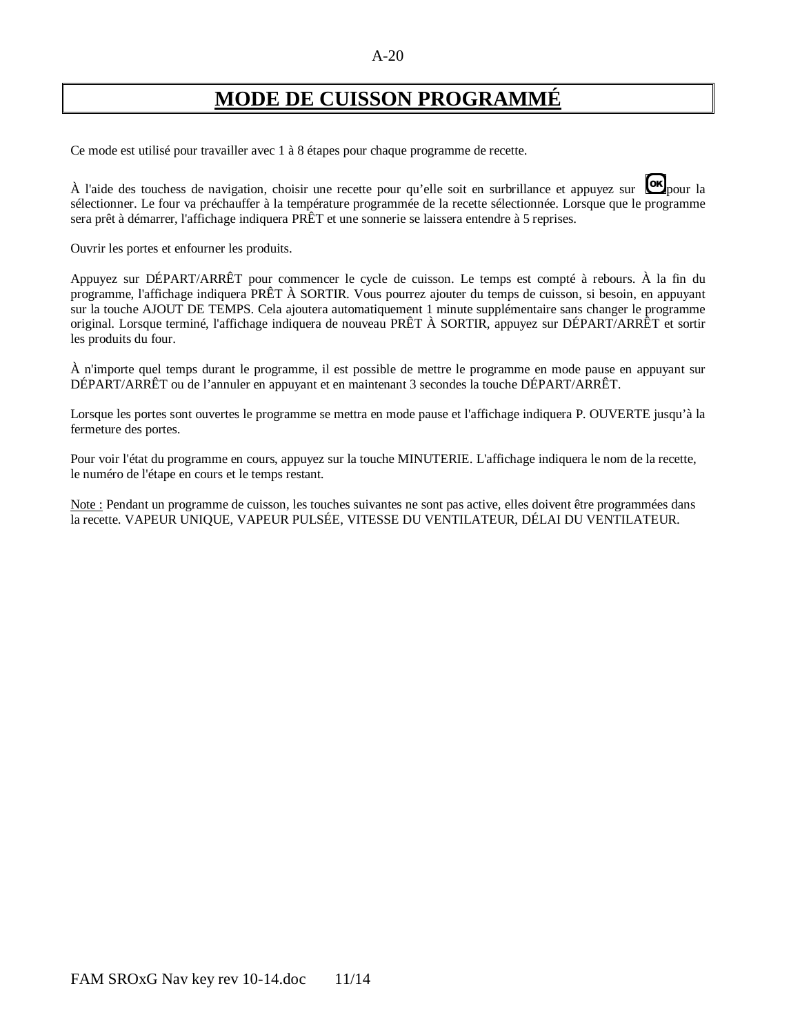# MODE DE CUISSON PROGRAMMÉ

Ce mode est utilisé pour travailler avec 1 à 8 étapes pour chaque programme de recette.

À l'aide des touchess de navigation, choisir une recette pour qu'elle soit en surbrillance et appuyez sur OK pour la sélectionner. Le four va préchauffer à la température programmée de la recette sélectionnée. Lorsque que le programme sera prêt à démarrer, l'affichage indiquera PRÊT et une sonnerie se laissera entendre à 5 reprises.

Ouvrir les portes et enfourner les produits.

Appuyez sur DÉPART/ARRÊT pour commencer le cycle de cuisson. Le temps est compté à rebours. À la fin du programme, l'affichage indiquera PRÊT À SORTIR. Vous pourrez ajouter du temps de cuisson, si besoin, en appuyant sur la touche AJOUT DE TEMPS. Cela ajoutera automatiquement 1 minute supplémentaire sans changer le programme original. Lorsque terminé, l'affichage indiquera de nouveau PRÊT À SORTIR, appuyez sur DÉPART/ARRÊT et sortir les produits du four.

À n'importe quel temps durant le programme, il est possible de mettre le programme en mode pause en appuyant sur DÉPART/ARRÊT ou de l'annuler en appuyant et en maintenant 3 secondes la touche DÉPART/ARRÊT.

Lorsque les portes sont ouvertes le programme se mettra en mode pause et l'affichage indiquera P. OUVERTE jusqu'à la fermeture des portes.

Pour voir l'état du programme en cours, appuyez sur la touche MINUTERIE. L'affichage indiquera le nom de la recette, le numéro de l'étape en cours et le temps restant.

Note : Pendant un programme de cuisson, les touches suivantes ne sont pas active, elles doivent être programmées dans la recette. VAPEUR UNIQUE, VAPEUR PULSÉE, VITESSE DU VENTILATEUR, DÉLAI DU VENTILATEUR.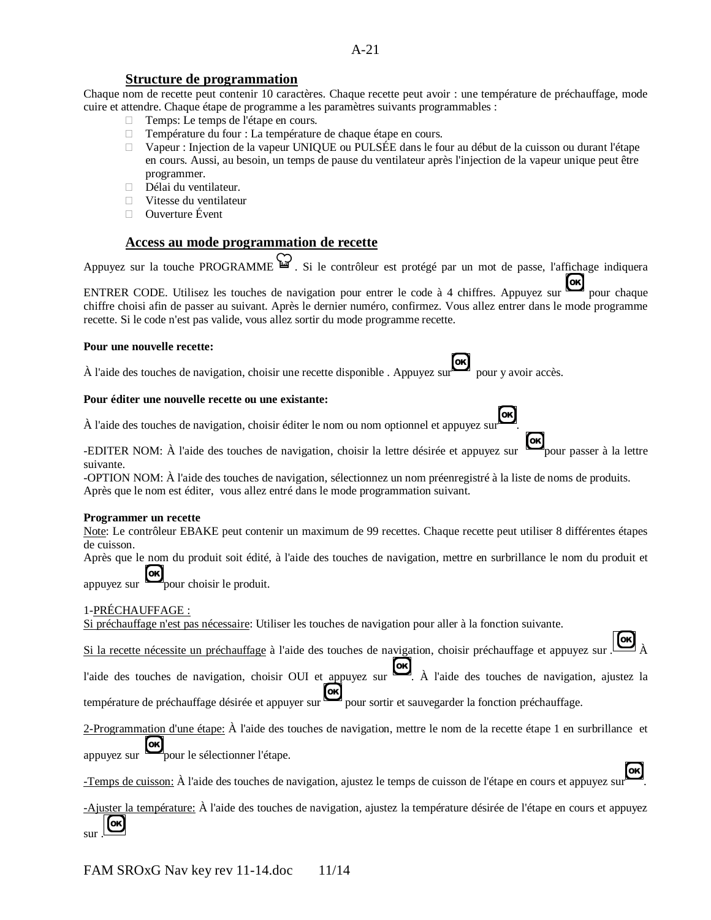## Structure de programmation

Chaque nom de recette peut contenir 10 caractères. Chaque recette peut avoir : une température de préchauffage, mode cuire et attendre. Chaque étape de programme a les paramètres suivants programmables :

- Temps: Le temps de l'étape en cours.
- Température du four : La température de chaque étape en cours.
- Vapeur : Injection de la vapeur UNIQUE ou PULSÉE dans le four au début de la cuisson ou durant l'étape en cours. Aussi, au besoin, un temps de pause du ventilateur après l'injection de la vapeur unique peut être programmer.
- Délai du ventilateur.
- Vitesse du ventilateur
- Ouverture Évent

## Access au mode programmation de recette

Appuyez sur la touche PROGRAMME . Si le contrôleur est protégé par un mot de passe, l'affichage indiquera ENTRER CODE. Utilisez les touches de navigation pour entrer le code à 4 chiffres. Appuyez sur OK pour chaque chiffre choisi afin de passer au suivant. Après le dernier numéro, confirmez. Vous allez entrer dans le mode programme recette. Si le code n'est pas valide, vous allez sortir du mode programme recette.

**Pour une nouvelle recette:**

À l'aide des touches de navigation, choisir une recette disponible . Appuyez sur OK pour y avoir accès.

**Pour éditer une nouvelle recette ou une existante:**

À l'aide des touches de navigation, choisir éditer le nom ou nom optionnel et appuyez sur OK.

-EDITER NOM: À l'aide des touches de navigation, choisir la lettre désirée et appuyez sur OK pour passer à la lettre suivante.
-OPTION NOM: À l'aide des touches de navigation, sélectionnez un nom préenregistré à la liste de noms de produits.
Après que le nom est éditer, vous allez entré dans le mode programmation suivant.

**Programmer un recette**

Note: Le contrôleur EBAKE peut contenir un maximum de 99 recettes. Chaque recette peut utiliser 8 différentes étapes de cuisson.
Après que le nom du produit soit édité, à l'aide des touches de navigation, mettre en surbrillance le nom du produit et appuyez sur OK pour choisir le produit.

1-PRÉCHAUFFAGE :
Si préchauffage n'est pas nécessaire: Utiliser les touches de navigation pour aller à la fonction suivante.

Si la recette nécessite un préchauffage à l'aide des touches de navigation, choisir préchauffage et appuyez sur . OK À l'aide des touches de navigation, choisir OUI et appuyez sur OK. À l'aide des touches de navigation, ajustez la température de préchauffage désirée et appuyer sur OK pour sortir et sauvegarder la fonction préchauffage.

2-Programmation d'une étape: À l'aide des touches de navigation, mettre le nom de la recette étape 1 en surbrillance et appuyez sur OK pour le sélectionner l'étape.

-Temps de cuisson: À l'aide des touches de navigation, ajustez le temps de cuisson de l'étape en cours et appuyez sur OK.

-Ajuster la température: À l'aide des touches de navigation, ajustez la température désirée de l'étape en cours et appuyez sur . OK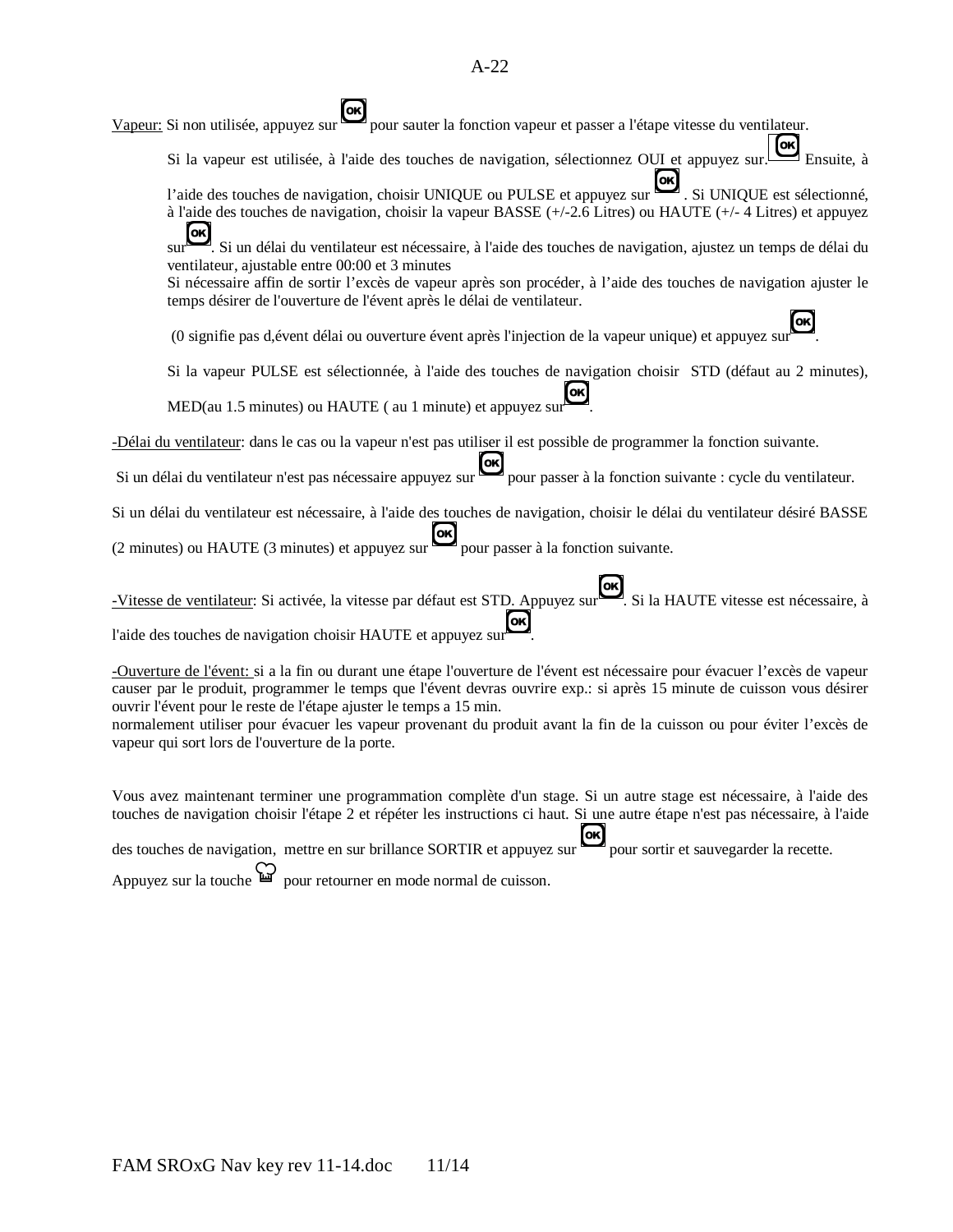Vapeur: Si non utilisée, appuyez sur OK pour sauter la fonction vapeur et passer a l'étape vitesse du ventilateur.

Si la vapeur est utilisée, à l'aide des touches de navigation, sélectionnez OUI et appuyez sur. OK Ensuite, à l'aide des touches de navigation, choisir UNIQUE ou PULSE et appuyez sur OK. Si UNIQUE est sélectionné, à l'aide des touches de navigation, choisir la vapeur BASSE (+/-2.6 Litres) ou HAUTE (+/- 4 Litres) et appuyez sur OK. Si un délai du ventilateur est nécessaire, à l'aide des touches de navigation, ajustez un temps de délai du ventilateur, ajustable entre 00:00 et 3 minutes
Si nécessaire affin de sortir l'excès de vapeur après son procéder, à l'aide des touches de navigation ajuster le temps désirer de l'ouverture de l'évent après le délai de ventilateur.

(0 signifie pas d,évent délai ou ouverture évent après l'injection de la vapeur unique) et appuyez sur OK.

Si la vapeur PULSE est sélectionnée, à l'aide des touches de navigation choisir STD (défaut au 2 minutes), MED(au 1.5 minutes) ou HAUTE ( au 1 minute) et appuyez sur OK.

-Délai du ventilateur: dans le cas ou la vapeur n'est pas utiliser il est possible de programmer la fonction suivante.

Si un délai du ventilateur n'est pas nécessaire appuyez sur OK pour passer à la fonction suivante : cycle du ventilateur.

Si un délai du ventilateur est nécessaire, à l'aide des touches de navigation, choisir le délai du ventilateur désiré BASSE (2 minutes) ou HAUTE (3 minutes) et appuyez sur OK pour passer à la fonction suivante.

-Vitesse de ventilateur: Si activée, la vitesse par défaut est STD. Appuyez sur OK. Si la HAUTE vitesse est nécessaire, à l'aide des touches de navigation choisir HAUTE et appuyez sur OK.

-Ouverture de l'évent: si a la fin ou durant une étape l'ouverture de l'évent est nécessaire pour évacuer l'excès de vapeur causer par le produit, programmer le temps que l'évent devras ouvrire exp.: si après 15 minute de cuisson vous désirer ouvrir l'évent pour le reste de l'étape ajuster le temps a 15 min.
normalement utiliser pour évacuer les vapeur provenant du produit avant la fin de la cuisson ou pour éviter l'excès de vapeur qui sort lors de l'ouverture de la porte.

Vous avez maintenant terminer une programmation complète d'un stage. Si un autre stage est nécessaire, à l'aide des touches de navigation choisir l'étape 2 et répéter les instructions ci haut. Si une autre étape n'est pas nécessaire, à l'aide des touches de navigation, mettre en sur brillance SORTIR et appuyez sur OK pour sortir et sauvegarder la recette.

Appuyez sur la touche (chef) pour retourner en mode normal de cuisson.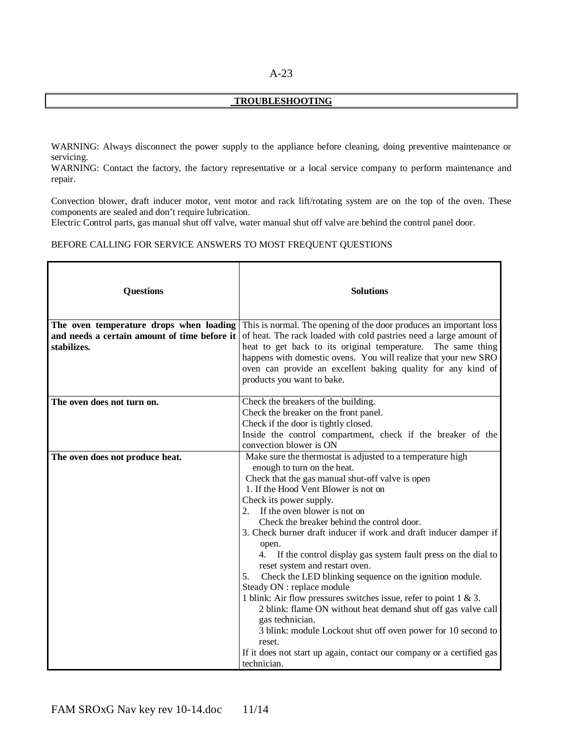## TROUBLESHOOTING

WARNING: Always disconnect the power supply to the appliance before cleaning, doing preventive maintenance or servicing.
WARNING: Contact the factory, the factory representative or a local service company to perform maintenance and repair.

Convection blower, draft inducer motor, vent motor and rack lift/rotating system are on the top of the oven. These components are sealed and don't require lubrication.
Electric Control parts, gas manual shut off valve, water manual shut off valve are behind the control panel door.

BEFORE CALLING FOR SERVICE ANSWERS TO MOST FREQUENT QUESTIONS

| Questions | Solutions |
|---|---|
| **The oven temperature drops when loading and needs a certain amount of time before it stabilizes.** | This is normal. The opening of the door produces an important loss of heat. The rack loaded with cold pastries need a large amount of heat to get back to its original temperature. The same thing happens with domestic ovens. You will realize that your new SRO oven can provide an excellent baking quality for any kind of products you want to bake. |
| **The oven does not turn on.** | Check the breakers of the building.<br>Check the breaker on the front panel.<br>Check if the door is tightly closed.<br>Inside the control compartment, check if the breaker of the convection blower is ON |
| **The oven does not produce heat.** | Make sure the thermostat is adjusted to a temperature high enough to turn on the heat.<br>Check that the gas manual shut-off valve is open<br>1. If the Hood Vent Blower is not on<br>Check its power supply.<br>2. If the oven blower is not on<br>Check the breaker behind the control door.<br>3. Check burner draft inducer if work and draft inducer damper if open.<br>4. If the control display gas system fault press on the dial to reset system and restart oven.<br>5. Check the LED blinking sequence on the ignition module.<br>Steady ON : replace module<br>1 blink: Air flow pressures switches issue, refer to point 1 & 3.<br>2 blink: flame ON without heat demand shut off gas valve call gas technician.<br>3 blink: module Lockout shut off oven power for 10 second to reset.<br>If it does not start up again, contact our company or a certified gas technician. |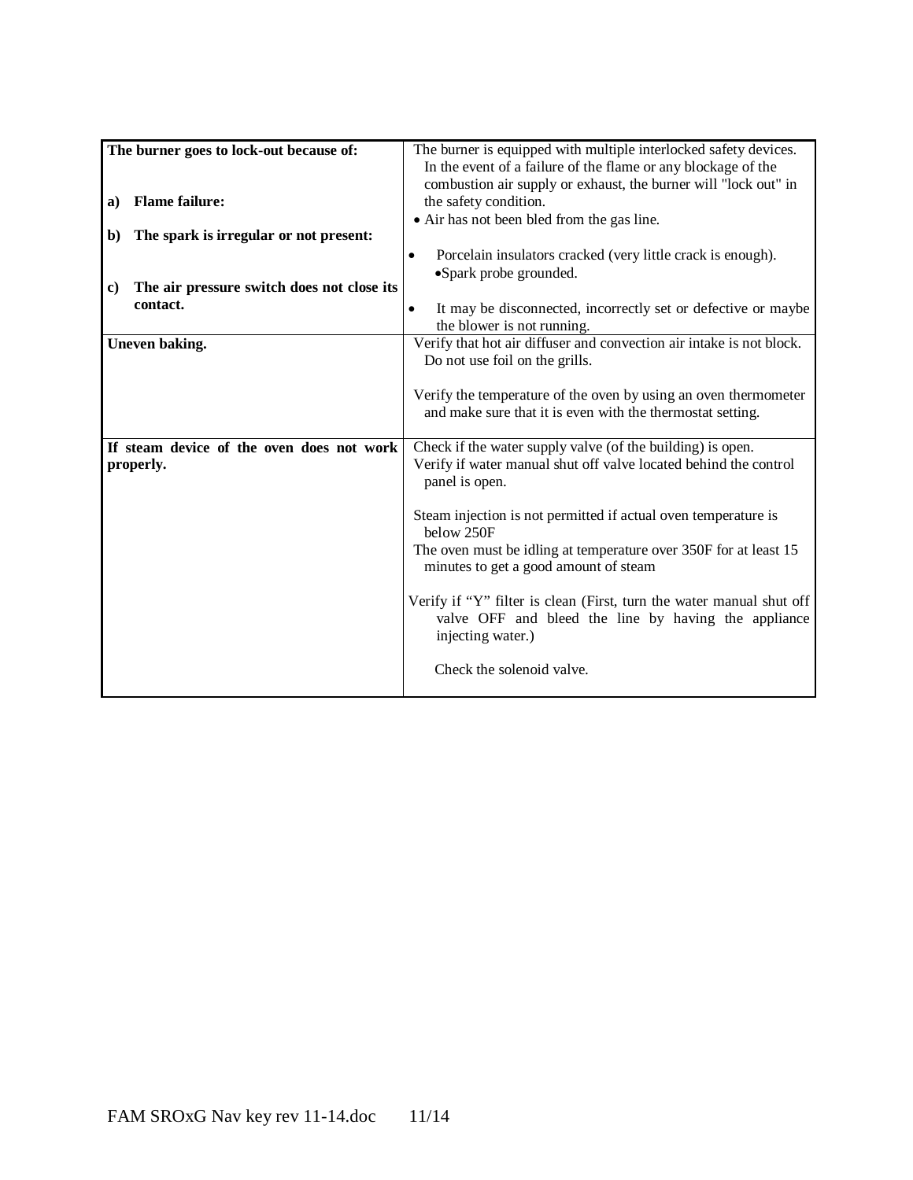| | |
|---|---|
| **The burner goes to lock-out because of:**<br><br>**a) Flame failure:**<br><br>**b) The spark is irregular or not present:**<br><br>**c) The air pressure switch does not close its contact.** | The burner is equipped with multiple interlocked safety devices. In the event of a failure of the flame or any blockage of the combustion air supply or exhaust, the burner will "lock out" in the safety condition.<br>• Air has not been bled from the gas line.<br><br>• Porcelain insulators cracked (very little crack is enough).<br>• Spark probe grounded.<br><br>• It may be disconnected, incorrectly set or defective or maybe the blower is not running. |
| **Uneven baking.** | Verify that hot air diffuser and convection air intake is not block. Do not use foil on the grills.<br><br>Verify the temperature of the oven by using an oven thermometer and make sure that it is even with the thermostat setting. |
| **If steam device of the oven does not work properly.** | Check if the water supply valve (of the building) is open.<br>Verify if water manual shut off valve located behind the control panel is open.<br><br>Steam injection is not permitted if actual oven temperature is below 250F<br>The oven must be idling at temperature over 350F for at least 15 minutes to get a good amount of steam<br><br>Verify if "Y" filter is clean (First, turn the water manual shut off valve OFF and bleed the line by having the appliance injecting water.)<br><br>Check the solenoid valve. |

FAM SROxG Nav key rev 11-14.doc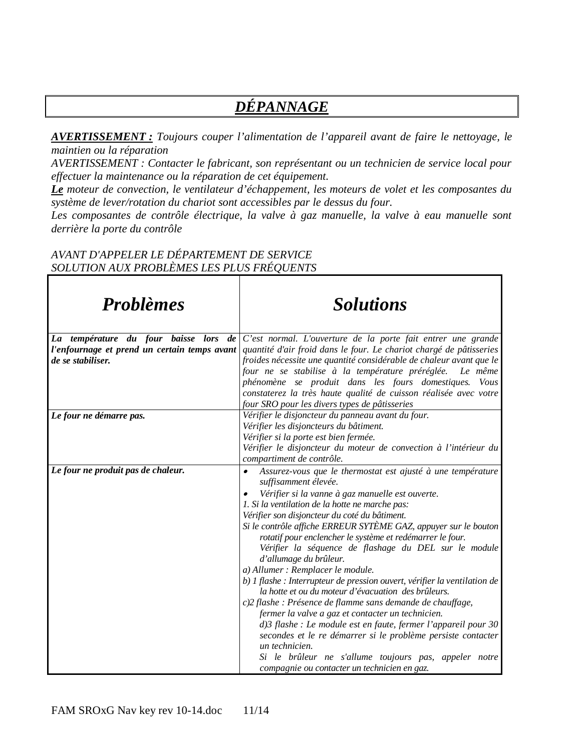# ***DÉPANNAGE***

***AVERTISSEMENT :*** *Toujours couper l'alimentation de l'appareil avant de faire le nettoyage, le maintien ou la réparation*

*AVERTISSEMENT : Contacter le fabricant, son représentant ou un technicien de service local pour effectuer la maintenance ou la réparation de cet équipement.*

***Le*** *moteur de convection, le ventilateur d'échappement, les moteurs de volet et les composantes du système de lever/rotation du chariot sont accessibles par le dessus du four.*

*Les composantes de contrôle électrique, la valve à gaz manuelle, la valve à eau manuelle sont derrière la porte du contrôle*

*AVANT D'APPELER LE DÉPARTEMENT DE SERVICE*
*SOLUTION AUX PROBLÈMES LES PLUS FRÉQUENTS*

| ***Problèmes*** | ***Solutions*** |
|---|---|
| ***La température du four baisse lors de l'enfournage et prend un certain temps avant de se stabiliser.*** | *C'est normal. L'ouverture de la porte fait entrer une grande quantité d'air froid dans le four. Le chariot chargé de pâtisseries froides nécessite une quantité considérable de chaleur avant que le four ne se stabilise à la température préréglée. Le même phénomène se produit dans les fours domestiques. Vous constaterez la très haute qualité de cuisson réalisée avec votre four SRO pour les divers types de pâtisseries* |
| ***Le four ne démarre pas.*** | *Vérifier le disjoncteur du panneau avant du four.*<br>*Vérifier les disjoncteurs du bâtiment.*<br>*Vérifier si la porte est bien fermée.*<br>*Vérifier le disjoncteur du moteur de convection à l'intérieur du compartiment de contrôle.* |
| ***Le four ne produit pas de chaleur.*** | • *Assurez-vous que le thermostat est ajusté à une température suffisamment élevée.*<br>• *Vérifier si la vanne à gaz manuelle est ouverte.*<br>*1. Si la ventilation de la hotte ne marche pas:*<br>*Vérifier son disjoncteur du coté du bâtiment.*<br>*Si le contrôle affiche ERREUR SYTÈME GAZ, appuyer sur le bouton rotatif pour enclencher le système et redémarrer le four.*<br>*Vérifier la séquence de flashage du DEL sur le module d'allumage du brûleur.*<br>*a) Allumer : Remplacer le module.*<br>*b) 1 flashe : Interrupteur de pression ouvert, vérifier la ventilation de la hotte et ou du moteur d'évacuation des brûleurs.*<br>*c)2 flashe : Présence de flamme sans demande de chauffage, fermer la valve a gaz et contacter un technicien.*<br>*d)3 flashe : Le module est en faute, fermer l'appareil pour 30 secondes et le re démarrer si le problème persiste contacter un technicien.*<br>*Si le brûleur ne s'allume toujours pas, appeler notre compagnie ou contacter un technicien en gaz.* |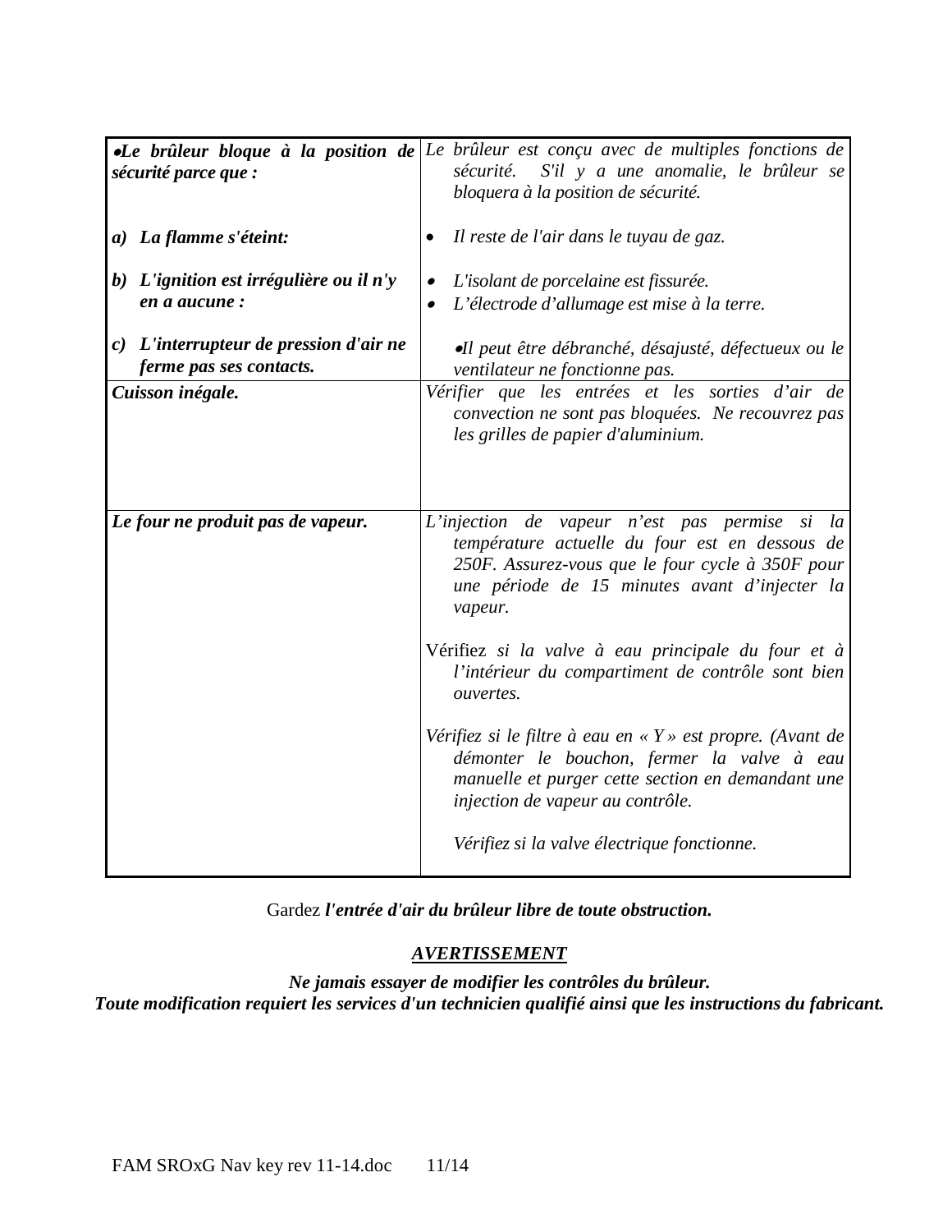| | |
|---|---|
| ***•Le brûleur bloque à la position de sécurité parce que :*** | *Le brûleur est conçu avec de multiples fonctions de sécurité. S'il y a une anomalie, le brûleur se bloquera à la position de sécurité.* |
| ***a) La flamme s'éteint:*** | • *Il reste de l'air dans le tuyau de gaz.* |
| ***b) L'ignition est irrégulière ou il n'y en a aucune :*** | • *L'isolant de porcelaine est fissurée.*<br>• *L'électrode d'allumage est mise à la terre.* |
| ***c) L'interrupteur de pression d'air ne ferme pas ses contacts.*** | *•Il peut être débranché, désajusté, défectueux ou le ventilateur ne fonctionne pas.* |
| ***Cuisson inégale.*** | *Vérifier que les entrées et les sorties d'air de convection ne sont pas bloquées. Ne recouvrez pas les grilles de papier d'aluminium.* |
| ***Le four ne produit pas de vapeur.*** | *L'injection de vapeur n'est pas permise si la température actuelle du four est en dessous de 250F. Assurez-vous que le four cycle à 350F pour une période de 15 minutes avant d'injecter la vapeur.*<br><br>Vérifiez *si la valve à eau principale du four et à l'intérieur du compartiment de contrôle sont bien ouvertes.*<br><br>*Vérifiez si le filtre à eau en « Y » est propre. (Avant de démonter le bouchon, fermer la valve à eau manuelle et purger cette section en demandant une injection de vapeur au contrôle.*<br><br>*Vérifiez si la valve électrique fonctionne.* |

Gardez ***l'entrée d'air du brûleur libre de toute obstruction.***

***<u>AVERTISSEMENT</u>***

***Ne jamais essayer de modifier les contrôles du brûleur.***
***Toute modification requiert les services d'un technicien qualifié ainsi que les instructions du fabricant.***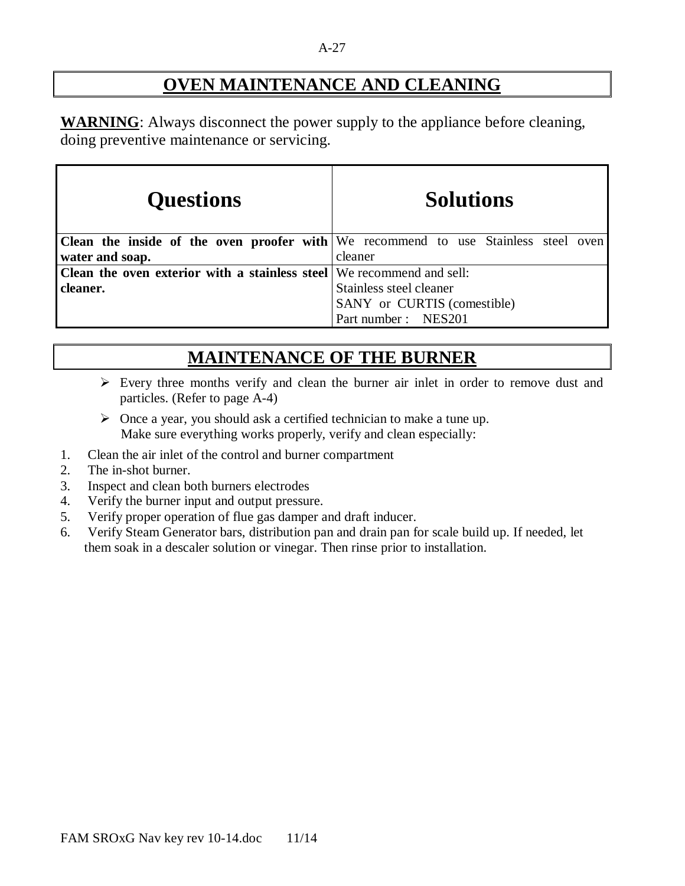# OVEN MAINTENANCE AND CLEANING

**WARNING**: Always disconnect the power supply to the appliance before cleaning, doing preventive maintenance or servicing.

| Questions | Solutions |
|---|---|
| **Clean the inside of the oven proofer with water and soap.** | We recommend to use Stainless steel oven cleaner |
| **Clean the oven exterior with a stainless steel cleaner.** | We recommend and sell:<br>Stainless steel cleaner<br>SANY or CURTIS (comestible)<br>Part number : NES201 |

# MAINTENANCE OF THE BURNER

- Every three months verify and clean the burner air inlet in order to remove dust and particles. (Refer to page A-4)
- Once a year, you should ask a certified technician to make a tune up.
  Make sure everything works properly, verify and clean especially:

1. Clean the air inlet of the control and burner compartment
2. The in-shot burner.
3. Inspect and clean both burners electrodes
4. Verify the burner input and output pressure.
5. Verify proper operation of flue gas damper and draft inducer.
6. Verify Steam Generator bars, distribution pan and drain pan for scale build up. If needed, let them soak in a descaler solution or vinegar. Then rinse prior to installation.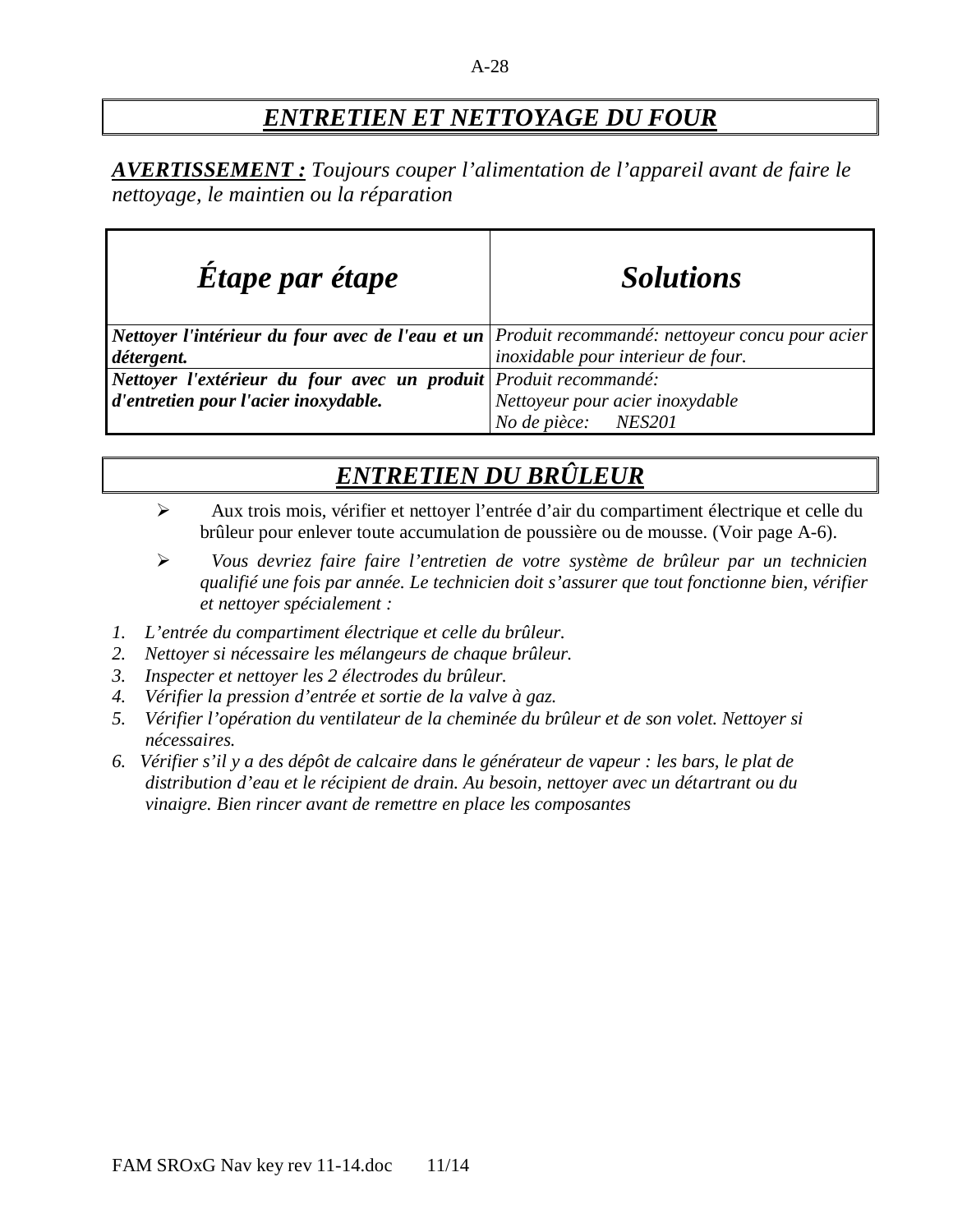# ***ENTRETIEN ET NETTOYAGE DU FOUR***

***AVERTISSEMENT :*** *Toujours couper l'alimentation de l'appareil avant de faire le nettoyage, le maintien ou la réparation*

| *Étape par étape* | *Solutions* |
| --- | --- |
| ***Nettoyer l'intérieur du four avec de l'eau et un détergent.*** | *Produit recommandé: nettoyeur concu pour acier inoxidable pour interieur de four.* |
| ***Nettoyer l'extérieur du four avec un produit d'entretien pour l'acier inoxydable.*** | *Produit recommandé:*<br>*Nettoyeur pour acier inoxydable*<br>*No de pièce: NES201* |

# ***ENTRETIEN DU BRÛLEUR***

- Aux trois mois, vérifier et nettoyer l'entrée d'air du compartiment électrique et celle du brûleur pour enlever toute accumulation de poussière ou de mousse. (Voir page A-6).
- *Vous devriez faire faire l'entretien de votre système de brûleur par un technicien qualifié une fois par année. Le technicien doit s'assurer que tout fonctionne bien, vérifier et nettoyer spécialement :*

1. *L'entrée du compartiment électrique et celle du brûleur.*
2. *Nettoyer si nécessaire les mélangeurs de chaque brûleur.*
3. *Inspecter et nettoyer les 2 électrodes du brûleur.*
4. *Vérifier la pression d'entrée et sortie de la valve à gaz.*
5. *Vérifier l'opération du ventilateur de la cheminée du brûleur et de son volet. Nettoyer si nécessaires.*
6. *Vérifier s'il y a des dépôt de calcaire dans le générateur de vapeur : les bars, le plat de distribution d'eau et le récipient de drain. Au besoin, nettoyer avec un détartrant ou du vinaigre. Bien rincer avant de remettre en place les composantes*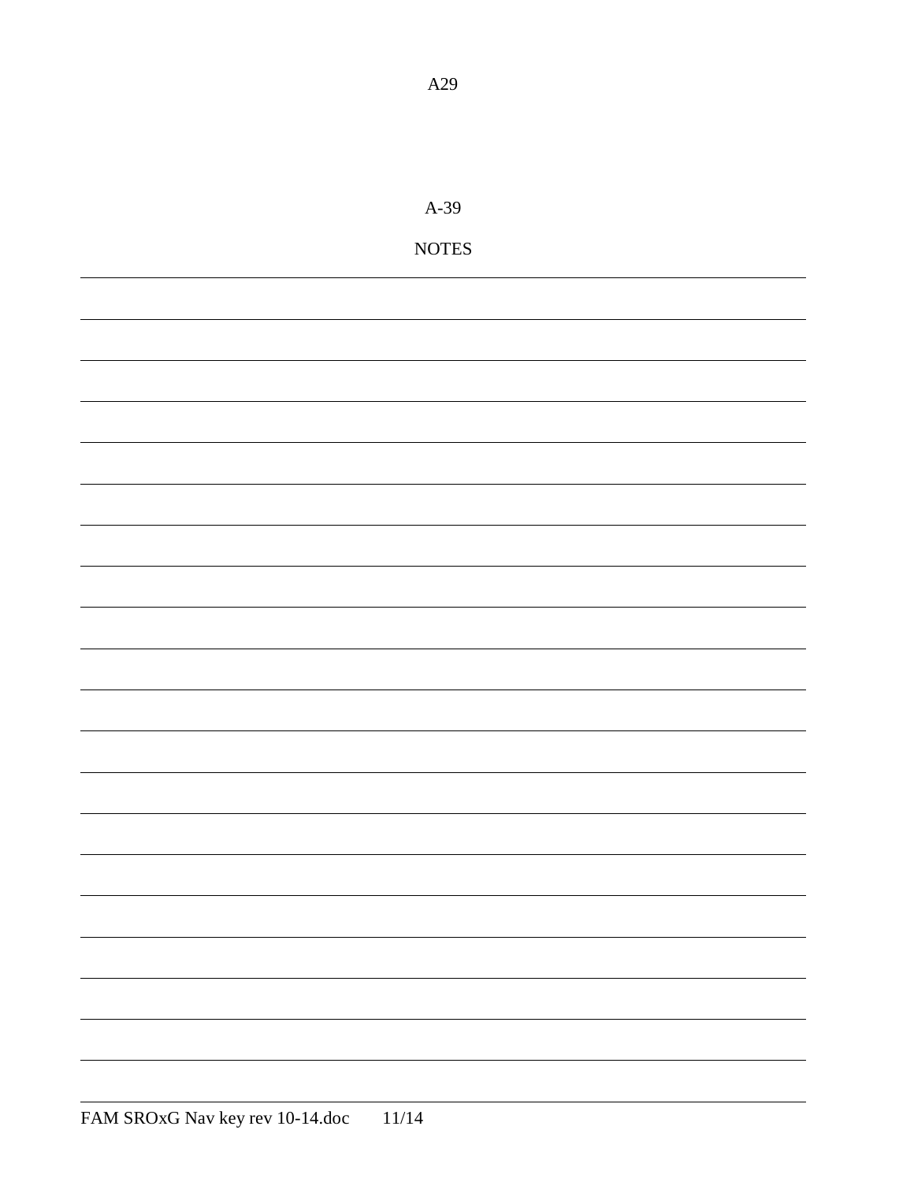A29

A-39

NOTES

_______________________________________________________________________________

_______________________________________________________________________________

_______________________________________________________________________________

_______________________________________________________________________________

_______________________________________________________________________________

_______________________________________________________________________________

_______________________________________________________________________________

_______________________________________________________________________________

_______________________________________________________________________________

_______________________________________________________________________________

_______________________________________________________________________________

_______________________________________________________________________________

_______________________________________________________________________________

_______________________________________________________________________________

_______________________________________________________________________________

_______________________________________________________________________________

_______________________________________________________________________________

_______________________________________________________________________________

_______________________________________________________________________________

_______________________________________________________________________________

_______________________________________________________________________________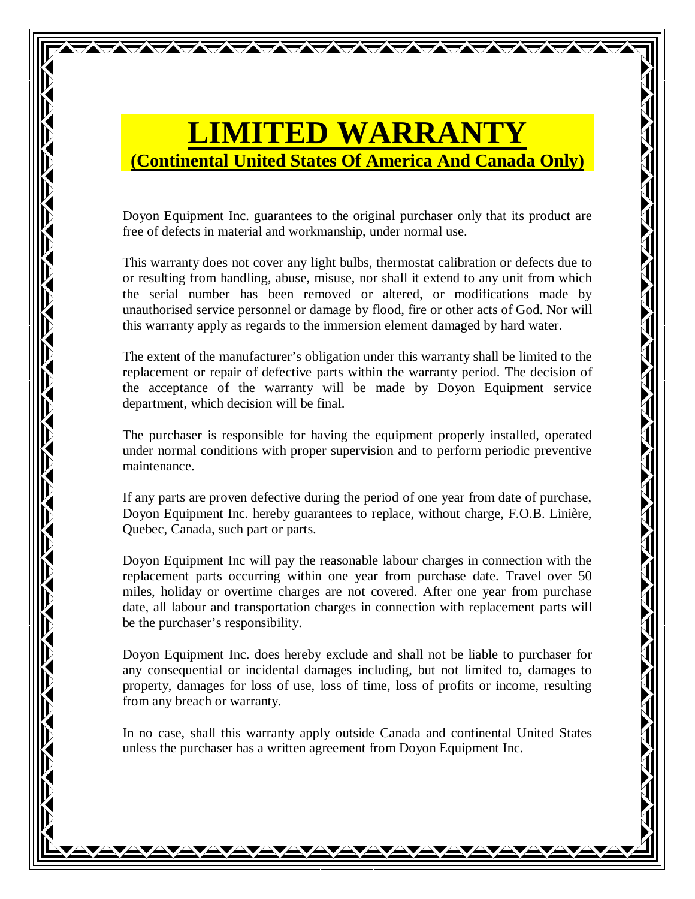# LIMITED WARRANTY

**(Continental United States Of America And Canada Only)**

Doyon Equipment Inc. guarantees to the original purchaser only that its product are free of defects in material and workmanship, under normal use.

This warranty does not cover any light bulbs, thermostat calibration or defects due to or resulting from handling, abuse, misuse, nor shall it extend to any unit from which the serial number has been removed or altered, or modifications made by unauthorised service personnel or damage by flood, fire or other acts of God. Nor will this warranty apply as regards to the immersion element damaged by hard water.

The extent of the manufacturer's obligation under this warranty shall be limited to the replacement or repair of defective parts within the warranty period. The decision of the acceptance of the warranty will be made by Doyon Equipment service department, which decision will be final.

The purchaser is responsible for having the equipment properly installed, operated under normal conditions with proper supervision and to perform periodic preventive maintenance.

If any parts are proven defective during the period of one year from date of purchase, Doyon Equipment Inc. hereby guarantees to replace, without charge, F.O.B. Linière, Quebec, Canada, such part or parts.

Doyon Equipment Inc will pay the reasonable labour charges in connection with the replacement parts occurring within one year from purchase date. Travel over 50 miles, holiday or overtime charges are not covered. After one year from purchase date, all labour and transportation charges in connection with replacement parts will be the purchaser's responsibility.

Doyon Equipment Inc. does hereby exclude and shall not be liable to purchaser for any consequential or incidental damages including, but not limited to, damages to property, damages for loss of use, loss of time, loss of profits or income, resulting from any breach or warranty.

In no case, shall this warranty apply outside Canada and continental United States unless the purchaser has a written agreement from Doyon Equipment Inc.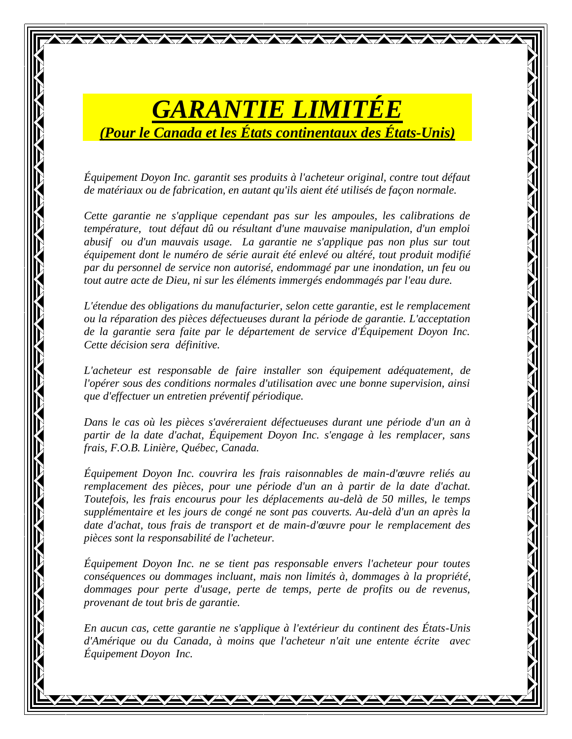# ***GARANTIE LIMITÉE***

***(Pour le Canada et les États continentaux des États-Unis)***

*Équipement Doyon Inc. garantit ses produits à l'acheteur original, contre tout défaut de matériaux ou de fabrication, en autant qu'ils aient été utilisés de façon normale.*

*Cette garantie ne s'applique cependant pas sur les ampoules, les calibrations de température, tout défaut dû ou résultant d'une mauvaise manipulation, d'un emploi abusif ou d'un mauvais usage. La garantie ne s'applique pas non plus sur tout équipement dont le numéro de série aurait été enlevé ou altéré, tout produit modifié par du personnel de service non autorisé, endommagé par une inondation, un feu ou tout autre acte de Dieu, ni sur les éléments immergés endommagés par l'eau dure.*

*L'étendue des obligations du manufacturier, selon cette garantie, est le remplacement ou la réparation des pièces défectueuses durant la période de garantie. L'acceptation de la garantie sera faite par le département de service d'Équipement Doyon Inc. Cette décision sera définitive.*

*L'acheteur est responsable de faire installer son équipement adéquatement, de l'opérer sous des conditions normales d'utilisation avec une bonne supervision, ainsi que d'effectuer un entretien préventif périodique.*

*Dans le cas où les pièces s'avéreraient défectueuses durant une période d'un an à partir de la date d'achat, Équipement Doyon Inc. s'engage à les remplacer, sans frais, F.O.B. Linière, Québec, Canada.*

*Équipement Doyon Inc. couvrira les frais raisonnables de main-d'œuvre reliés au remplacement des pièces, pour une période d'un an à partir de la date d'achat. Toutefois, les frais encourus pour les déplacements au-delà de 50 milles, le temps supplémentaire et les jours de congé ne sont pas couverts. Au-delà d'un an après la date d'achat, tous frais de transport et de main-d'œuvre pour le remplacement des pièces sont la responsabilité de l'acheteur.*

*Équipement Doyon Inc. ne se tient pas responsable envers l'acheteur pour toutes conséquences ou dommages incluant, mais non limités à, dommages à la propriété, dommages pour perte d'usage, perte de temps, perte de profits ou de revenus, provenant de tout bris de garantie.*

*En aucun cas, cette garantie ne s'applique à l'extérieur du continent des États-Unis d'Amérique ou du Canada, à moins que l'acheteur n'ait une entente écrite avec Équipement Doyon Inc.*